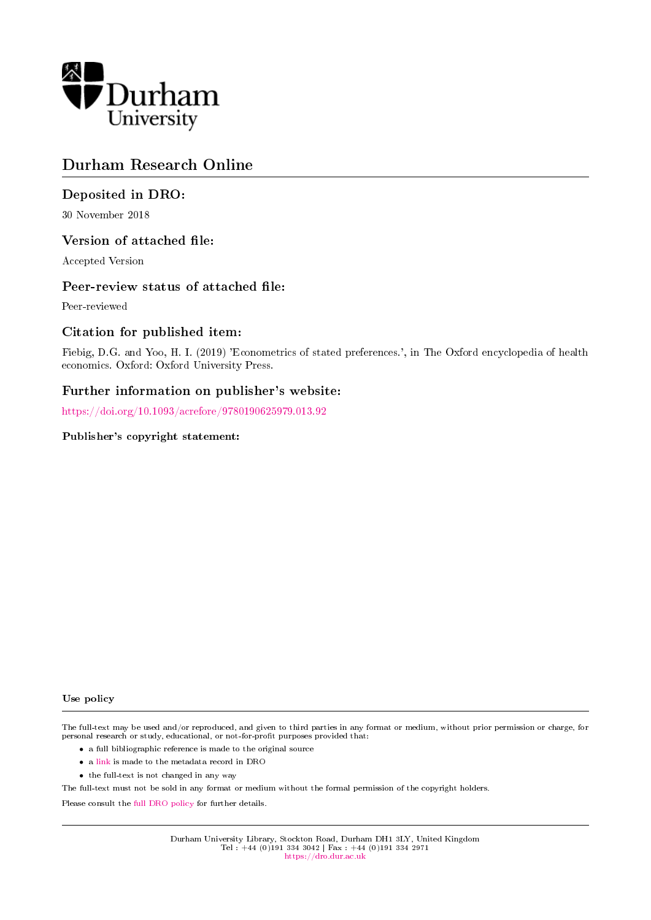# Durham Research Online

## Deposited in DRO:

30 November 2018

## Version of attached file:

Accepted Version

## Peer-review status of attached file:

Peer-reviewed

## Citation for published item:

Fiebig, D.G. and Yoo, H. I. (2019) 'Econometrics of stated preferences.', in The Oxford encyclopedia of health economics. Oxford: Oxford University Press.

## Further information on publisher's website:

https://doi.org/10.1093/acrefore/9780190625979.013.92

**Publisher's copyright statement:**

**Use policy**

The full-text may be used and/or reproduced, and given to third parties in any format or medium, without prior permission or charge, for personal research or study, educational, or not-for-profit purposes provided that:

- a full bibliographic reference is made to the original source
- a link is made to the metadata record in DRO
- the full-text is not changed in any way

The full-text must not be sold in any format or medium without the formal permission of the copyright holders.

Please consult the full DRO policy for further details.

Durham University Library, Stockton Road, Durham DH1 3LY, United Kingdom
Tel : +44 (0)191 334 3042 | Fax : +44 (0)191 334 2971
https://dro.dur.ac.uk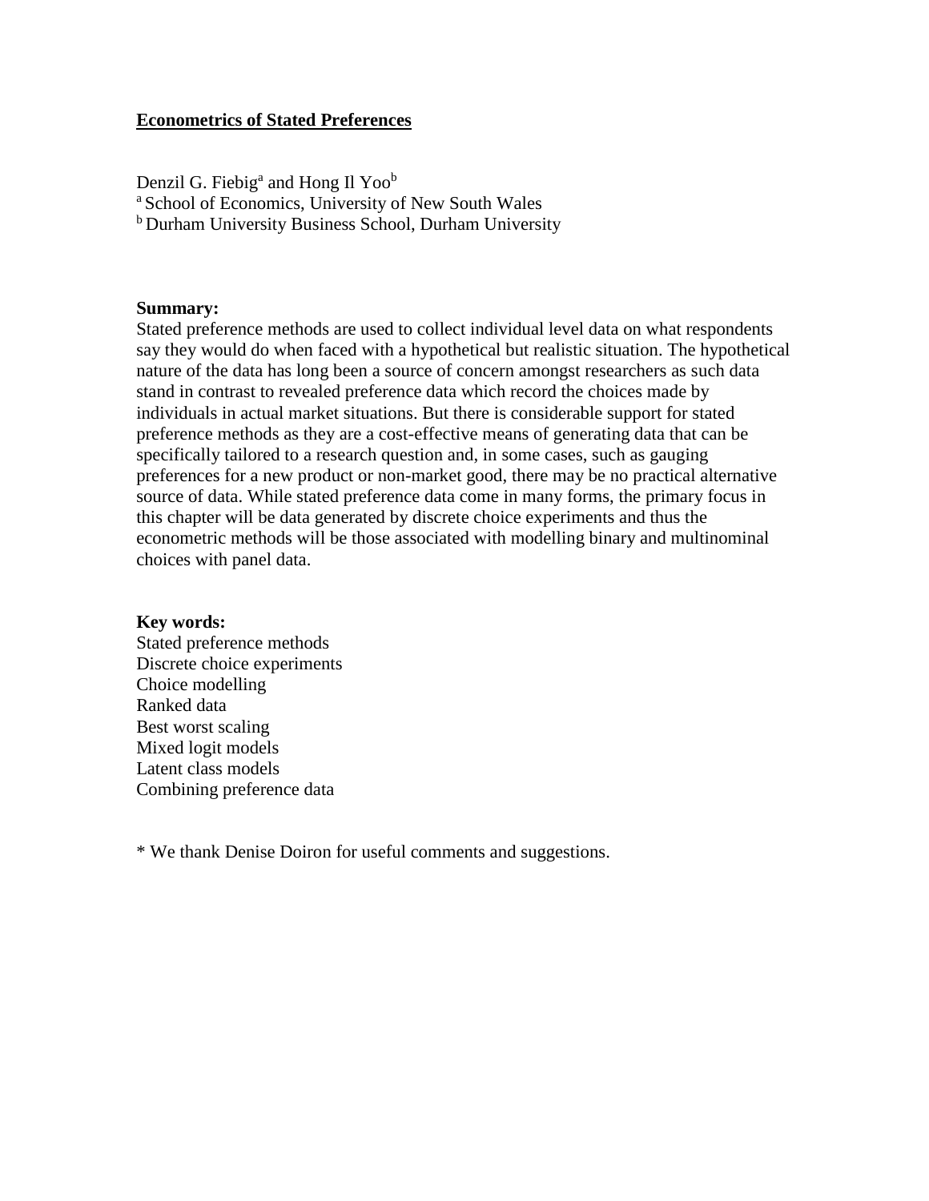**Econometrics of Stated Preferences**

Denzil G. Fiebig[a] and Hong Il Yoo[b]

[a] School of Economics, University of New South Wales

[b] Durham University Business School, Durham University

**Summary:**

Stated preference methods are used to collect individual level data on what respondents say they would do when faced with a hypothetical but realistic situation. The hypothetical nature of the data has long been a source of concern amongst researchers as such data stand in contrast to revealed preference data which record the choices made by individuals in actual market situations. But there is considerable support for stated preference methods as they are a cost-effective means of generating data that can be specifically tailored to a research question and, in some cases, such as gauging preferences for a new product or non-market good, there may be no practical alternative source of data. While stated preference data come in many forms, the primary focus in this chapter will be data generated by discrete choice experiments and thus the econometric methods will be those associated with modelling binary and multinominal choices with panel data.

**Key words:**

Stated preference methods
Discrete choice experiments
Choice modelling
Ranked data
Best worst scaling
Mixed logit models
Latent class models
Combining preference data

* We thank Denise Doiron for useful comments and suggestions.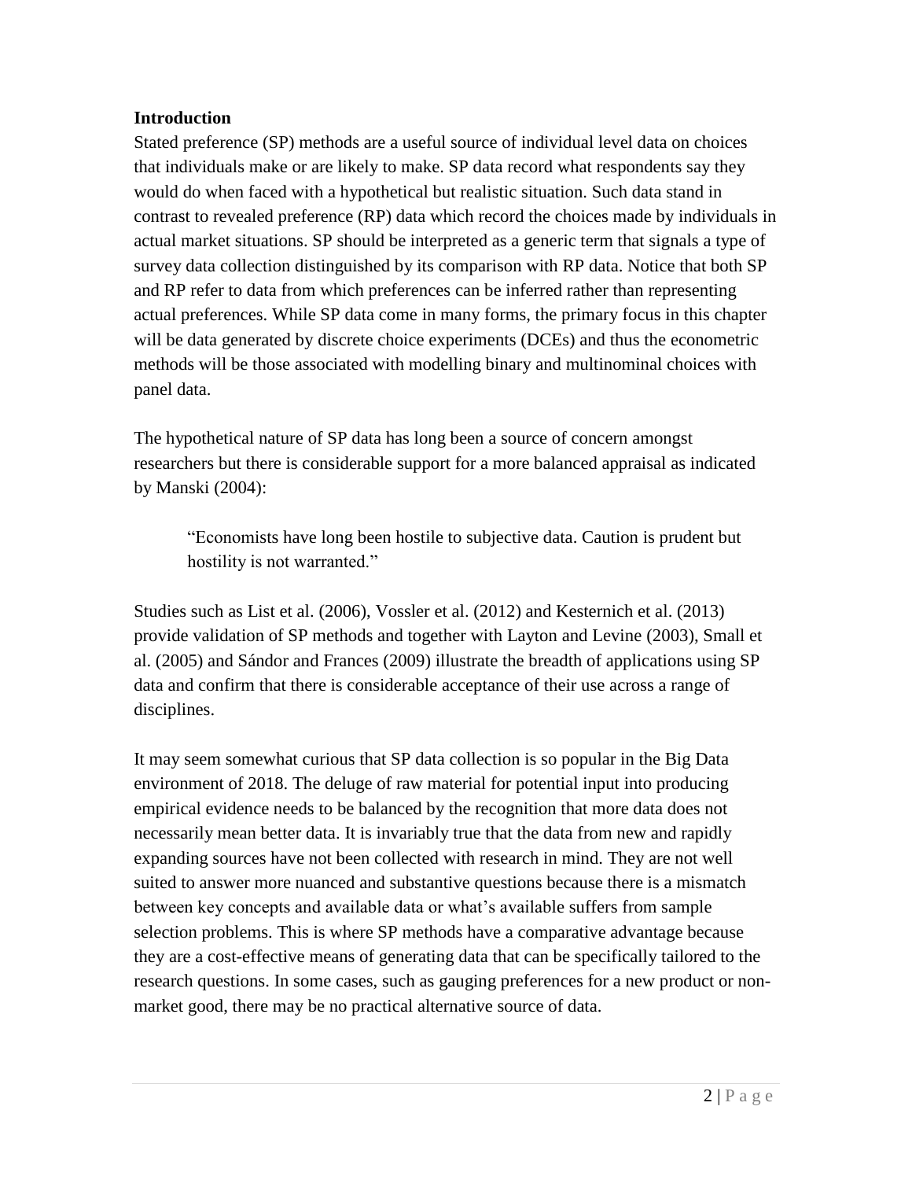**Introduction**

Stated preference (SP) methods are a useful source of individual level data on choices that individuals make or are likely to make. SP data record what respondents say they would do when faced with a hypothetical but realistic situation. Such data stand in contrast to revealed preference (RP) data which record the choices made by individuals in actual market situations. SP should be interpreted as a generic term that signals a type of survey data collection distinguished by its comparison with RP data. Notice that both SP and RP refer to data from which preferences can be inferred rather than representing actual preferences. While SP data come in many forms, the primary focus in this chapter will be data generated by discrete choice experiments (DCEs) and thus the econometric methods will be those associated with modelling binary and multinominal choices with panel data.

The hypothetical nature of SP data has long been a source of concern amongst researchers but there is considerable support for a more balanced appraisal as indicated by Manski (2004):

> "Economists have long been hostile to subjective data. Caution is prudent but hostility is not warranted."

Studies such as List et al. (2006), Vossler et al. (2012) and Kesternich et al. (2013) provide validation of SP methods and together with Layton and Levine (2003), Small et al. (2005) and Sándor and Frances (2009) illustrate the breadth of applications using SP data and confirm that there is considerable acceptance of their use across a range of disciplines.

It may seem somewhat curious that SP data collection is so popular in the Big Data environment of 2018. The deluge of raw material for potential input into producing empirical evidence needs to be balanced by the recognition that more data does not necessarily mean better data. It is invariably true that the data from new and rapidly expanding sources have not been collected with research in mind. They are not well suited to answer more nuanced and substantive questions because there is a mismatch between key concepts and available data or what's available suffers from sample selection problems. This is where SP methods have a comparative advantage because they are a cost-effective means of generating data that can be specifically tailored to the research questions. In some cases, such as gauging preferences for a new product or non-market good, there may be no practical alternative source of data.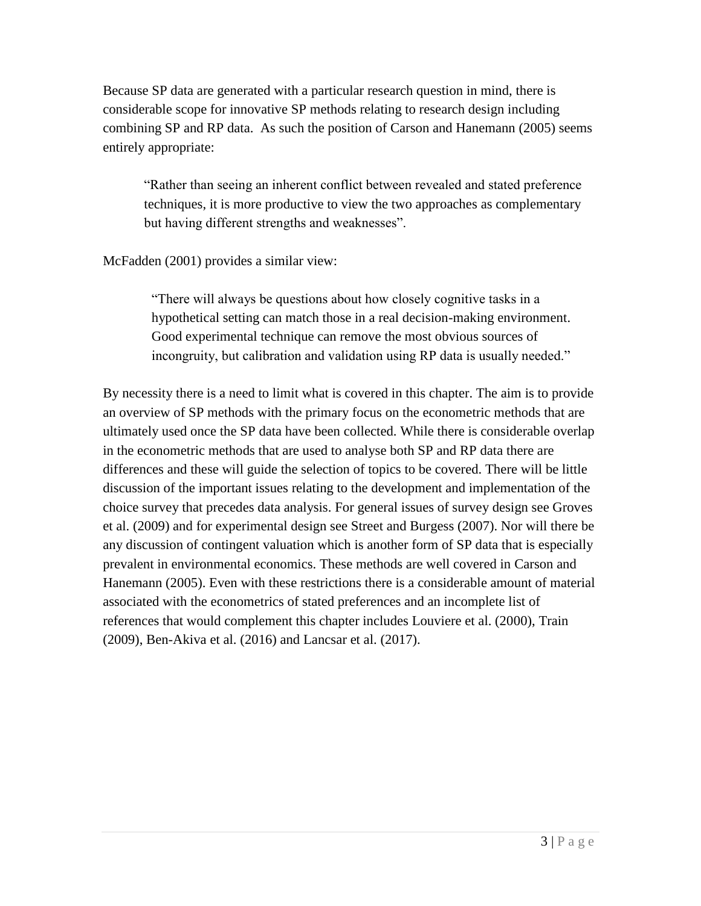Because SP data are generated with a particular research question in mind, there is considerable scope for innovative SP methods relating to research design including combining SP and RP data. As such the position of Carson and Hanemann (2005) seems entirely appropriate:

> "Rather than seeing an inherent conflict between revealed and stated preference techniques, it is more productive to view the two approaches as complementary but having different strengths and weaknesses".

McFadden (2001) provides a similar view:

> "There will always be questions about how closely cognitive tasks in a hypothetical setting can match those in a real decision-making environment. Good experimental technique can remove the most obvious sources of incongruity, but calibration and validation using RP data is usually needed."

By necessity there is a need to limit what is covered in this chapter. The aim is to provide an overview of SP methods with the primary focus on the econometric methods that are ultimately used once the SP data have been collected. While there is considerable overlap in the econometric methods that are used to analyse both SP and RP data there are differences and these will guide the selection of topics to be covered. There will be little discussion of the important issues relating to the development and implementation of the choice survey that precedes data analysis. For general issues of survey design see Groves et al. (2009) and for experimental design see Street and Burgess (2007). Nor will there be any discussion of contingent valuation which is another form of SP data that is especially prevalent in environmental economics. These methods are well covered in Carson and Hanemann (2005). Even with these restrictions there is a considerable amount of material associated with the econometrics of stated preferences and an incomplete list of references that would complement this chapter includes Louviere et al. (2000), Train (2009), Ben-Akiva et al. (2016) and Lancsar et al. (2017).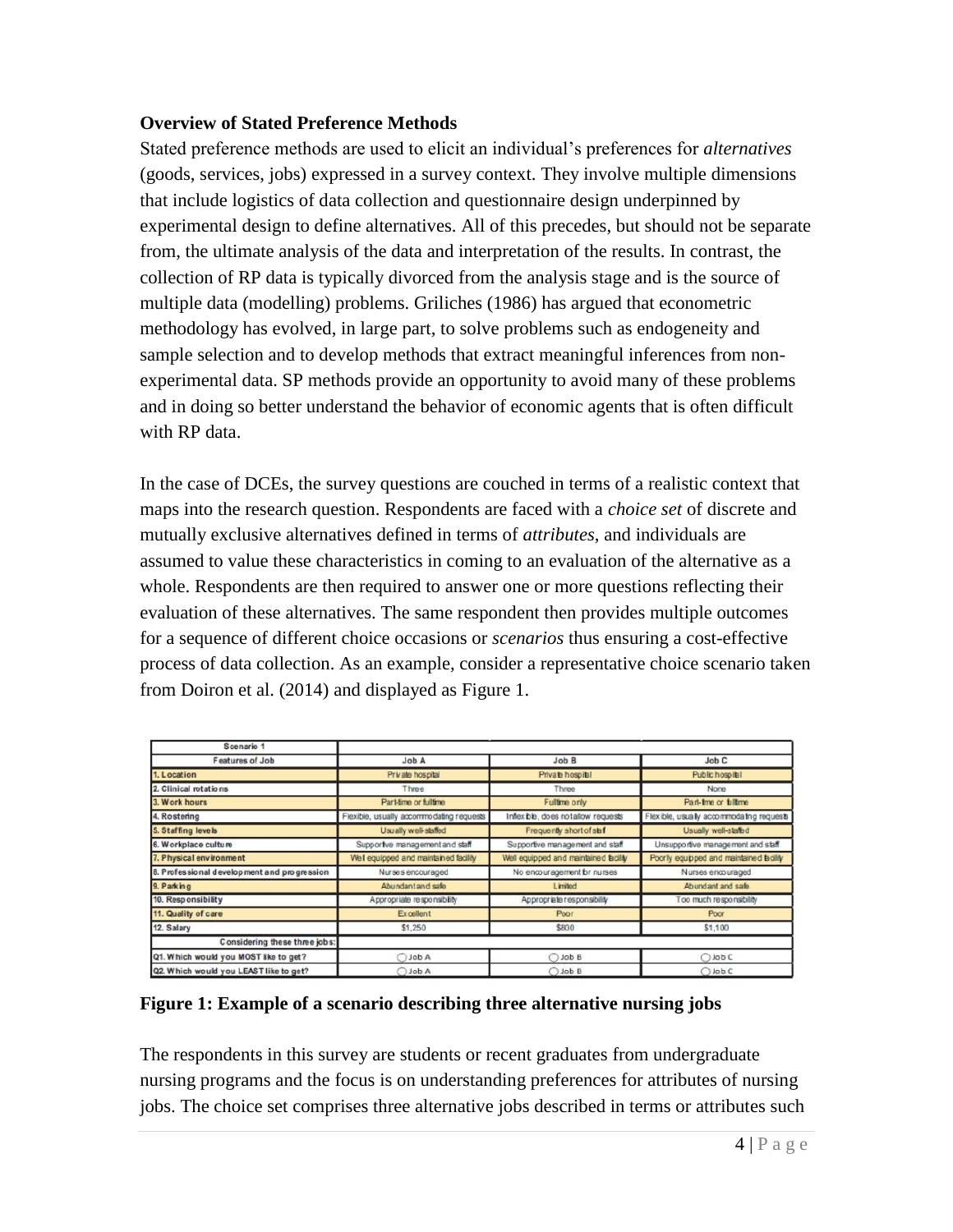**Overview of Stated Preference Methods**

Stated preference methods are used to elicit an individual's preferences for *alternatives* (goods, services, jobs) expressed in a survey context. They involve multiple dimensions that include logistics of data collection and questionnaire design underpinned by experimental design to define alternatives. All of this precedes, but should not be separate from, the ultimate analysis of the data and interpretation of the results. In contrast, the collection of RP data is typically divorced from the analysis stage and is the source of multiple data (modelling) problems. Griliches (1986) has argued that econometric methodology has evolved, in large part, to solve problems such as endogeneity and sample selection and to develop methods that extract meaningful inferences from non-experimental data. SP methods provide an opportunity to avoid many of these problems and in doing so better understand the behavior of economic agents that is often difficult with RP data.

In the case of DCEs, the survey questions are couched in terms of a realistic context that maps into the research question. Respondents are faced with a *choice set* of discrete and mutually exclusive alternatives defined in terms of *attributes*, and individuals are assumed to value these characteristics in coming to an evaluation of the alternative as a whole. Respondents are then required to answer one or more questions reflecting their evaluation of these alternatives. The same respondent then provides multiple outcomes for a sequence of different choice occasions or *scenarios* thus ensuring a cost-effective process of data collection. As an example, consider a representative choice scenario taken from Doiron et al. (2014) and displayed as Figure 1.

| Scenario 1 | | | |
|---|---|---|---|
| Features of Job | Job A | Job B | Job C |
| 1. Location | Private hospital | Private hospital | Public hospital |
| 2. Clinical rotations | Three | Three | None |
| 3. Work hours | Part-time or fulltime | Fulltime only | Part-time or fulltime |
| 4. Rostering | Flexible, usually accommodating requests | Inflexible, does not allow requests | Flexible, usually accommodating requests |
| 5. Staffing levels | Usually well-staffed | Frequently short of staff | Usually well-staffed |
| 6. Workplace culture | Supportive management and staff | Supportive management and staff | Unsupportive management and staff |
| 7. Physical environment | Well equipped and maintained facility | Well equipped and maintained facility | Poorly equipped and maintained facility |
| 8. Professional development and progression | Nurses encouraged | No encouragement for nurses | Nurses encouraged |
| 9. Parking | Abundant and safe | Limited | Abundant and safe |
| 10. Responsibility | Appropriate responsibility | Appropriate responsibility | Too much responsibility |
| 11. Quality of care | Excellent | Poor | Poor |
| 12. Salary | $1,250 | $800 | $1,100 |
| Considering these three jobs: | | | |
| Q1. Which would you MOST like to get? | ◯ Job A | ◯ Job B | ◯ Job C |
| Q2. Which would you LEAST like to get? | ◯ Job A | ◯ Job B | ◯ Job C |

**Figure 1: Example of a scenario describing three alternative nursing jobs**

The respondents in this survey are students or recent graduates from undergraduate nursing programs and the focus is on understanding preferences for attributes of nursing jobs. The choice set comprises three alternative jobs described in terms or attributes such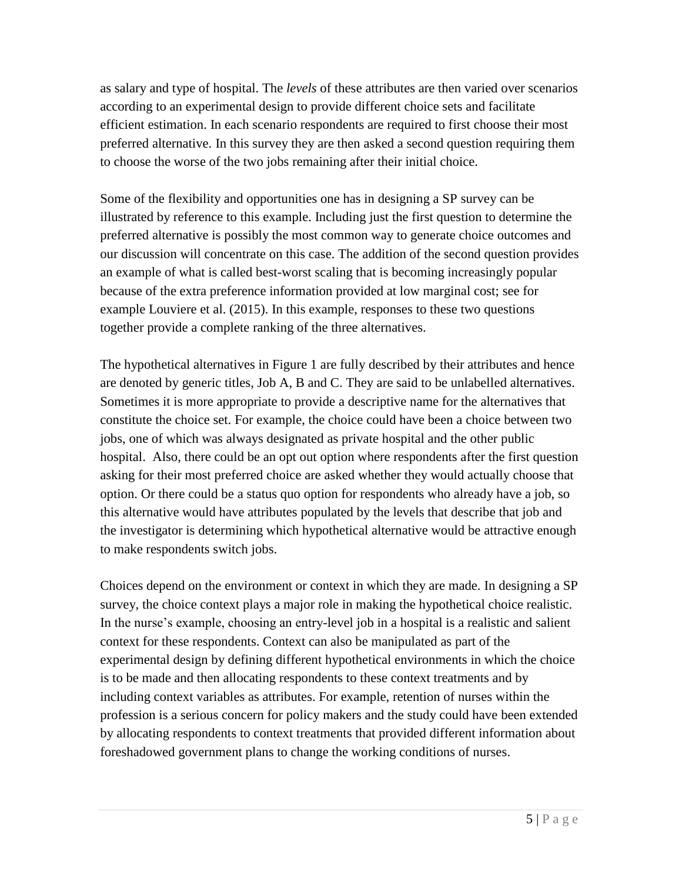as salary and type of hospital. The *levels* of these attributes are then varied over scenarios according to an experimental design to provide different choice sets and facilitate efficient estimation. In each scenario respondents are required to first choose their most preferred alternative. In this survey they are then asked a second question requiring them to choose the worse of the two jobs remaining after their initial choice.

Some of the flexibility and opportunities one has in designing a SP survey can be illustrated by reference to this example. Including just the first question to determine the preferred alternative is possibly the most common way to generate choice outcomes and our discussion will concentrate on this case. The addition of the second question provides an example of what is called best-worst scaling that is becoming increasingly popular because of the extra preference information provided at low marginal cost; see for example Louviere et al. (2015). In this example, responses to these two questions together provide a complete ranking of the three alternatives.

The hypothetical alternatives in Figure 1 are fully described by their attributes and hence are denoted by generic titles, Job A, B and C. They are said to be unlabelled alternatives. Sometimes it is more appropriate to provide a descriptive name for the alternatives that constitute the choice set. For example, the choice could have been a choice between two jobs, one of which was always designated as private hospital and the other public hospital. Also, there could be an opt out option where respondents after the first question asking for their most preferred choice are asked whether they would actually choose that option. Or there could be a status quo option for respondents who already have a job, so this alternative would have attributes populated by the levels that describe that job and the investigator is determining which hypothetical alternative would be attractive enough to make respondents switch jobs.

Choices depend on the environment or context in which they are made. In designing a SP survey, the choice context plays a major role in making the hypothetical choice realistic. In the nurse's example, choosing an entry-level job in a hospital is a realistic and salient context for these respondents. Context can also be manipulated as part of the experimental design by defining different hypothetical environments in which the choice is to be made and then allocating respondents to these context treatments and by including context variables as attributes. For example, retention of nurses within the profession is a serious concern for policy makers and the study could have been extended by allocating respondents to context treatments that provided different information about foreshadowed government plans to change the working conditions of nurses.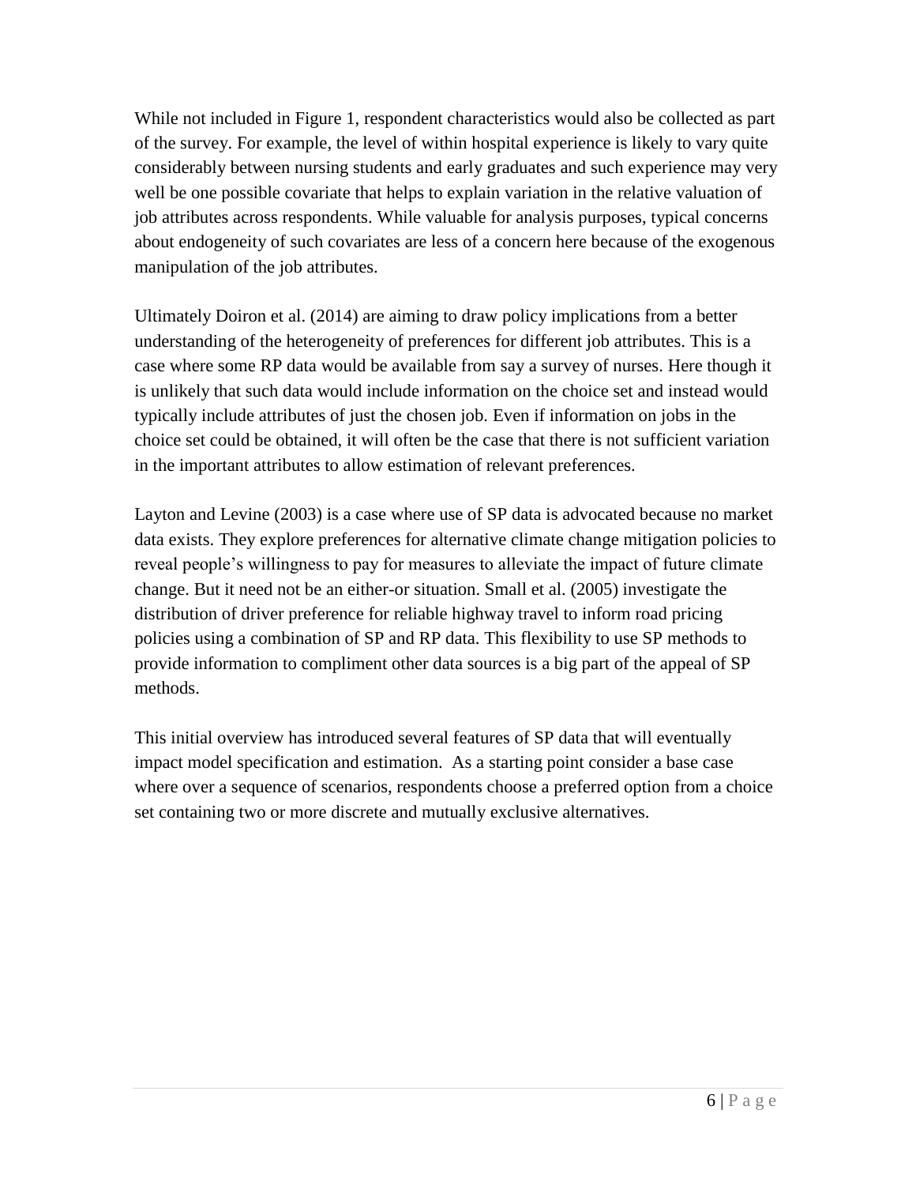While not included in Figure 1, respondent characteristics would also be collected as part of the survey. For example, the level of within hospital experience is likely to vary quite considerably between nursing students and early graduates and such experience may very well be one possible covariate that helps to explain variation in the relative valuation of job attributes across respondents. While valuable for analysis purposes, typical concerns about endogeneity of such covariates are less of a concern here because of the exogenous manipulation of the job attributes.

Ultimately Doiron et al. (2014) are aiming to draw policy implications from a better understanding of the heterogeneity of preferences for different job attributes. This is a case where some RP data would be available from say a survey of nurses. Here though it is unlikely that such data would include information on the choice set and instead would typically include attributes of just the chosen job. Even if information on jobs in the choice set could be obtained, it will often be the case that there is not sufficient variation in the important attributes to allow estimation of relevant preferences.

Layton and Levine (2003) is a case where use of SP data is advocated because no market data exists. They explore preferences for alternative climate change mitigation policies to reveal people's willingness to pay for measures to alleviate the impact of future climate change. But it need not be an either-or situation. Small et al. (2005) investigate the distribution of driver preference for reliable highway travel to inform road pricing policies using a combination of SP and RP data. This flexibility to use SP methods to provide information to compliment other data sources is a big part of the appeal of SP methods.

This initial overview has introduced several features of SP data that will eventually impact model specification and estimation. As a starting point consider a base case where over a sequence of scenarios, respondents choose a preferred option from a choice set containing two or more discrete and mutually exclusive alternatives.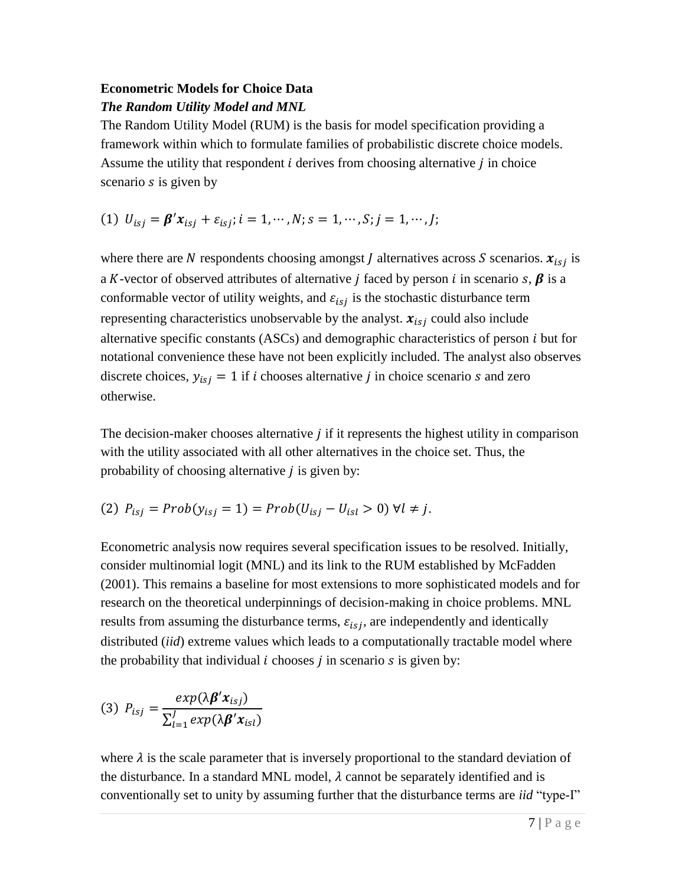**Econometric Models for Choice Data**

***The Random Utility Model and MNL***

The Random Utility Model (RUM) is the basis for model specification providing a framework within which to formulate families of probabilistic discrete choice models. Assume the utility that respondent $i$ derives from choosing alternative $j$ in choice scenario $s$ is given by

$$(1)\ U_{isj} = \boldsymbol{\beta}'\boldsymbol{x}_{isj} + \varepsilon_{isj}; i = 1, \cdots, N; s = 1, \cdots, S; j = 1, \cdots, J;$$

where there are $N$ respondents choosing amongst $J$ alternatives across $S$ scenarios. $\boldsymbol{x}_{isj}$ is a $K$-vector of observed attributes of alternative $j$ faced by person $i$ in scenario $s$, $\boldsymbol{\beta}$ is a conformable vector of utility weights, and $\varepsilon_{isj}$ is the stochastic disturbance term representing characteristics unobservable by the analyst. $\boldsymbol{x}_{isj}$ could also include alternative specific constants (ASCs) and demographic characteristics of person $i$ but for notational convenience these have not been explicitly included. The analyst also observes discrete choices, $y_{isj} = 1$ if $i$ chooses alternative $j$ in choice scenario $s$ and zero otherwise.

The decision-maker chooses alternative $j$ if it represents the highest utility in comparison with the utility associated with all other alternatives in the choice set. Thus, the probability of choosing alternative $j$ is given by:

$$(2)\ P_{isj} = Prob(y_{isj} = 1) = Prob(U_{isj} - U_{isl} > 0)\ \forall l \neq j.$$

Econometric analysis now requires several specification issues to be resolved. Initially, consider multinomial logit (MNL) and its link to the RUM established by McFadden (2001). This remains a baseline for most extensions to more sophisticated models and for research on the theoretical underpinnings of decision-making in choice problems. MNL results from assuming the disturbance terms, $\varepsilon_{isj}$, are independently and identically distributed (*iid*) extreme values which leads to a computationally tractable model where the probability that individual $i$ chooses $j$ in scenario $s$ is given by:

$$(3)\ P_{isj} = \frac{exp(\lambda\boldsymbol{\beta}'\boldsymbol{x}_{isj})}{\sum_{l=1}^{J} exp(\lambda\boldsymbol{\beta}'\boldsymbol{x}_{isl})}$$

where $\lambda$ is the scale parameter that is inversely proportional to the standard deviation of the disturbance. In a standard MNL model, $\lambda$ cannot be separately identified and is conventionally set to unity by assuming further that the disturbance terms are *iid* "type-I"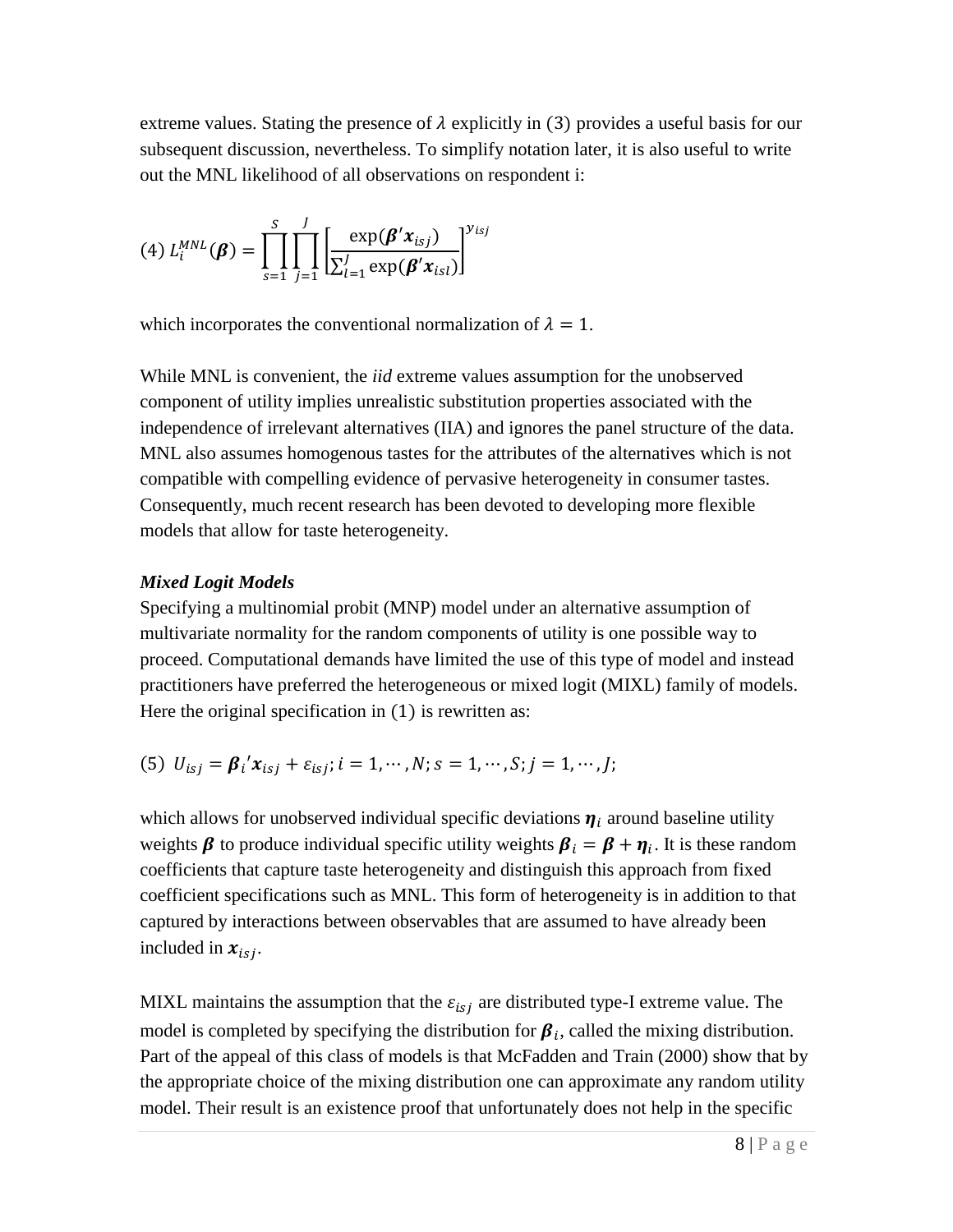extreme values. Stating the presence of $\lambda$ explicitly in (3) provides a useful basis for our subsequent discussion, nevertheless. To simplify notation later, it is also useful to write out the MNL likelihood of all observations on respondent i:

$$(4)\ L_i^{MNL}(\boldsymbol{\beta}) = \prod_{s=1}^{S} \prod_{j=1}^{J} \left[ \frac{\exp(\boldsymbol{\beta}'\boldsymbol{x}_{isj})}{\sum_{l=1}^{J} \exp(\boldsymbol{\beta}'\boldsymbol{x}_{isl})} \right]^{y_{isj}}$$

which incorporates the conventional normalization of $\lambda = 1$.

While MNL is convenient, the *iid* extreme values assumption for the unobserved component of utility implies unrealistic substitution properties associated with the independence of irrelevant alternatives (IIA) and ignores the panel structure of the data. MNL also assumes homogenous tastes for the attributes of the alternatives which is not compatible with compelling evidence of pervasive heterogeneity in consumer tastes. Consequently, much recent research has been devoted to developing more flexible models that allow for taste heterogeneity.

***Mixed Logit Models***

Specifying a multinomial probit (MNP) model under an alternative assumption of multivariate normality for the random components of utility is one possible way to proceed. Computational demands have limited the use of this type of model and instead practitioners have preferred the heterogeneous or mixed logit (MIXL) family of models. Here the original specification in (1) is rewritten as:

$$(5)\ \ U_{isj} = \boldsymbol{\beta}_i{}'\boldsymbol{x}_{isj} + \varepsilon_{isj};\, i = 1, \cdots, N;\, s = 1, \cdots, S;\, j = 1, \cdots, J;$$

which allows for unobserved individual specific deviations $\boldsymbol{\eta}_i$ around baseline utility weights $\boldsymbol{\beta}$ to produce individual specific utility weights $\boldsymbol{\beta}_i = \boldsymbol{\beta} + \boldsymbol{\eta}_i$. It is these random coefficients that capture taste heterogeneity and distinguish this approach from fixed coefficient specifications such as MNL. This form of heterogeneity is in addition to that captured by interactions between observables that are assumed to have already been included in $\boldsymbol{x}_{isj}$.

MIXL maintains the assumption that the $\varepsilon_{isj}$ are distributed type-I extreme value. The model is completed by specifying the distribution for $\boldsymbol{\beta}_i$, called the mixing distribution. Part of the appeal of this class of models is that McFadden and Train (2000) show that by the appropriate choice of the mixing distribution one can approximate any random utility model. Their result is an existence proof that unfortunately does not help in the specific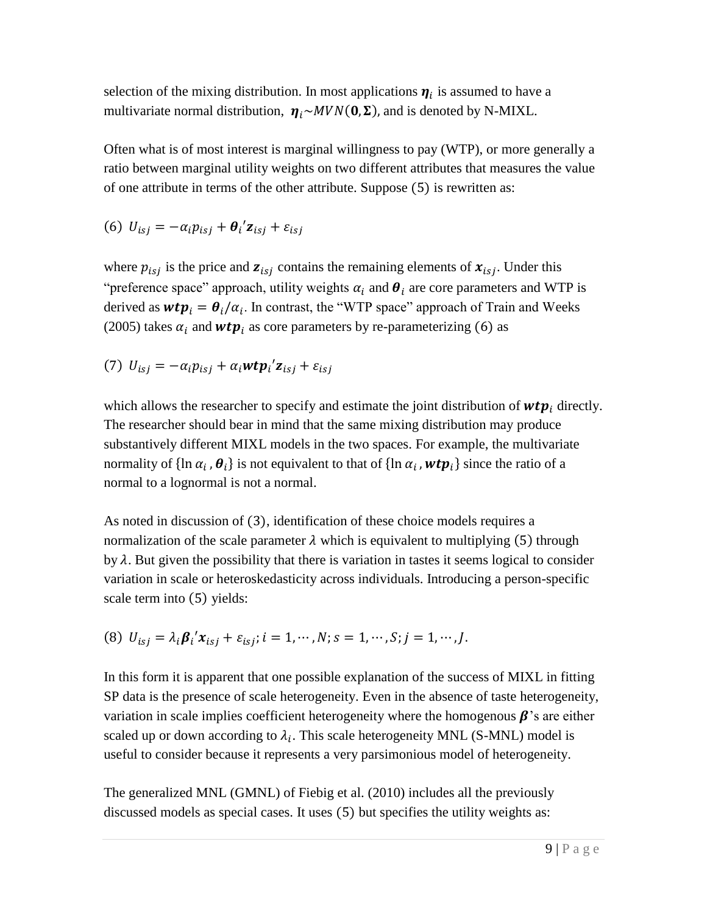selection of the mixing distribution. In most applications $\boldsymbol{\eta}_i$ is assumed to have a multivariate normal distribution, $\boldsymbol{\eta}_i \sim MVN(\mathbf{0}, \boldsymbol{\Sigma})$, and is denoted by N-MIXL.

Often what is of most interest is marginal willingness to pay (WTP), or more generally a ratio between marginal utility weights on two different attributes that measures the value of one attribute in terms of the other attribute. Suppose (5) is rewritten as:

$$(6)\ \ U_{isj} = -\alpha_i p_{isj} + \boldsymbol{\theta}_i{}' \mathbf{z}_{isj} + \varepsilon_{isj}$$

where $p_{isj}$ is the price and $\mathbf{z}_{isj}$ contains the remaining elements of $\boldsymbol{x}_{isj}$. Under this "preference space" approach, utility weights $\alpha_i$ and $\boldsymbol{\theta}_i$ are core parameters and WTP is derived as $\boldsymbol{wtp}_i = \boldsymbol{\theta}_i / \alpha_i$. In contrast, the "WTP space" approach of Train and Weeks (2005) takes $\alpha_i$ and $\boldsymbol{wtp}_i$ as core parameters by re-parameterizing (6) as

$$(7)\ \ U_{isj} = -\alpha_i p_{isj} + \alpha_i \boldsymbol{wtp}_i{}' \mathbf{z}_{isj} + \varepsilon_{isj}$$

which allows the researcher to specify and estimate the joint distribution of $\boldsymbol{wtp}_i$ directly. The researcher should bear in mind that the same mixing distribution may produce substantively different MIXL models in the two spaces. For example, the multivariate normality of $\{\ln \alpha_i, \boldsymbol{\theta}_i\}$ is not equivalent to that of $\{\ln \alpha_i, \boldsymbol{wtp}_i\}$ since the ratio of a normal to a lognormal is not a normal.

As noted in discussion of (3), identification of these choice models requires a normalization of the scale parameter $\lambda$ which is equivalent to multiplying (5) through by $\lambda$. But given the possibility that there is variation in tastes it seems logical to consider variation in scale or heteroskedasticity across individuals. Introducing a person-specific scale term into (5) yields:

$$(8)\ \ U_{isj} = \lambda_i \boldsymbol{\beta}_i{}' \boldsymbol{x}_{isj} + \varepsilon_{isj}; i = 1, \cdots, N; s = 1, \cdots, S; j = 1, \cdots, J.$$

In this form it is apparent that one possible explanation of the success of MIXL in fitting SP data is the presence of scale heterogeneity. Even in the absence of taste heterogeneity, variation in scale implies coefficient heterogeneity where the homogenous $\boldsymbol{\beta}$'s are either scaled up or down according to $\lambda_i$. This scale heterogeneity MNL (S-MNL) model is useful to consider because it represents a very parsimonious model of heterogeneity.

The generalized MNL (GMNL) of Fiebig et al. (2010) includes all the previously discussed models as special cases. It uses (5) but specifies the utility weights as: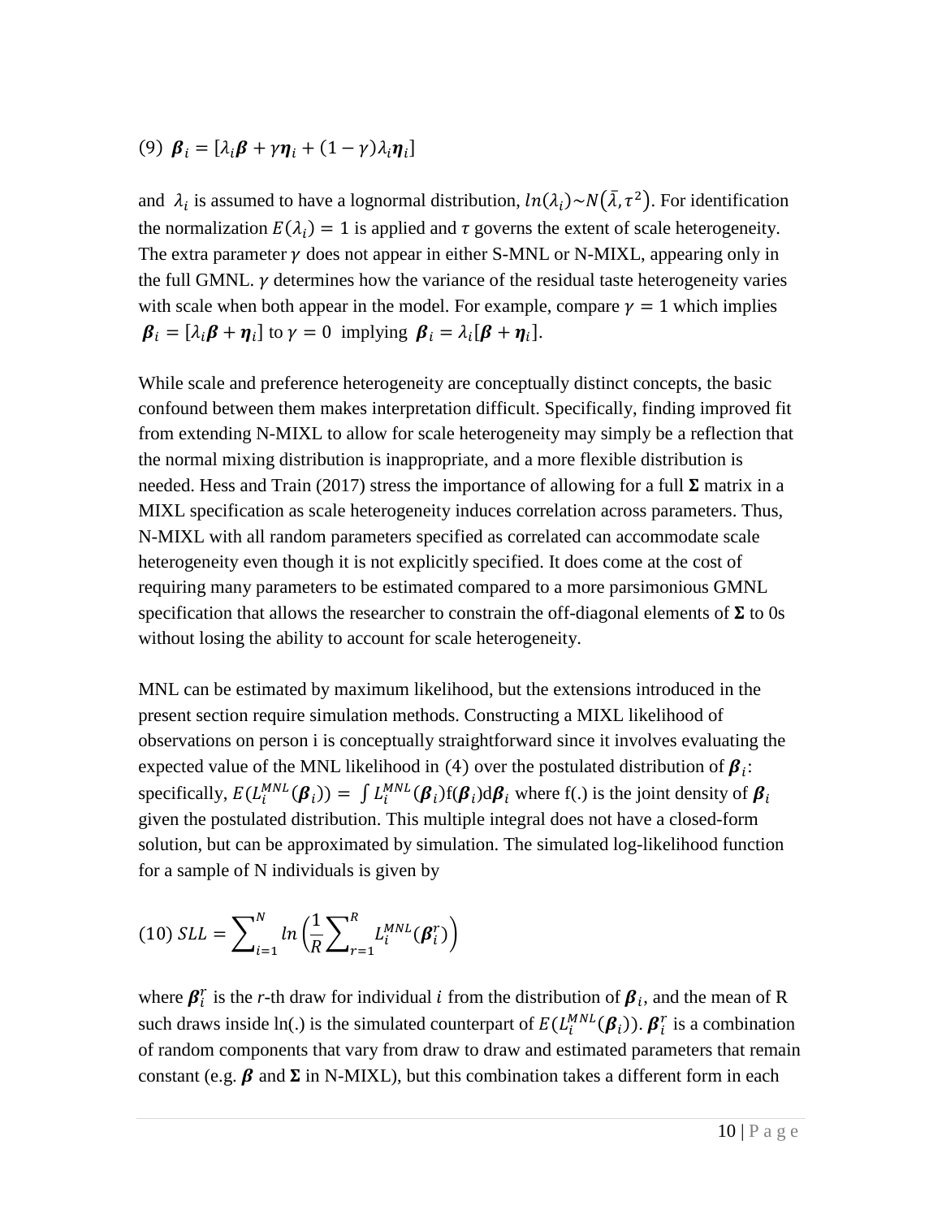$$(9)\ \boldsymbol{\beta}_i = [\lambda_i \boldsymbol{\beta} + \gamma \boldsymbol{\eta}_i + (1-\gamma)\lambda_i \boldsymbol{\eta}_i]$$

and $\lambda_i$ is assumed to have a lognormal distribution, $ln(\lambda_i) \sim N(\bar{\lambda}, \tau^2)$. For identification the normalization $E(\lambda_i) = 1$ is applied and $\tau$ governs the extent of scale heterogeneity. The extra parameter $\gamma$ does not appear in either S-MNL or N-MIXL, appearing only in the full GMNL. $\gamma$ determines how the variance of the residual taste heterogeneity varies with scale when both appear in the model. For example, compare $\gamma = 1$ which implies $\boldsymbol{\beta}_i = [\lambda_i \boldsymbol{\beta} + \boldsymbol{\eta}_i]$ to $\gamma = 0$ implying $\boldsymbol{\beta}_i = \lambda_i[\boldsymbol{\beta} + \boldsymbol{\eta}_i]$.

While scale and preference heterogeneity are conceptually distinct concepts, the basic confound between them makes interpretation difficult. Specifically, finding improved fit from extending N-MIXL to allow for scale heterogeneity may simply be a reflection that the normal mixing distribution is inappropriate, and a more flexible distribution is needed. Hess and Train (2017) stress the importance of allowing for a full $\boldsymbol{\Sigma}$ matrix in a MIXL specification as scale heterogeneity induces correlation across parameters. Thus, N-MIXL with all random parameters specified as correlated can accommodate scale heterogeneity even though it is not explicitly specified. It does come at the cost of requiring many parameters to be estimated compared to a more parsimonious GMNL specification that allows the researcher to constrain the off-diagonal elements of $\boldsymbol{\Sigma}$ to 0s without losing the ability to account for scale heterogeneity.

MNL can be estimated by maximum likelihood, but the extensions introduced in the present section require simulation methods. Constructing a MIXL likelihood of observations on person i is conceptually straightforward since it involves evaluating the expected value of the MNL likelihood in (4) over the postulated distribution of $\boldsymbol{\beta}_i$: specifically, $E(L_i^{MNL}(\boldsymbol{\beta}_i)) = \int L_i^{MNL}(\boldsymbol{\beta}_i) \mathrm{f}(\boldsymbol{\beta}_i) \mathrm{d}\boldsymbol{\beta}_i$ where f(.) is the joint density of $\boldsymbol{\beta}_i$ given the postulated distribution. This multiple integral does not have a closed-form solution, but can be approximated by simulation. The simulated log-likelihood function for a sample of N individuals is given by

$$(10)\ SLL = \sum_{i=1}^{N} ln\left(\frac{1}{R}\sum_{r=1}^{R} L_i^{MNL}(\boldsymbol{\beta}_i^r)\right)$$

where $\boldsymbol{\beta}_i^r$ is the *r*-th draw for individual $i$ from the distribution of $\boldsymbol{\beta}_i$, and the mean of R such draws inside ln(.) is the simulated counterpart of $E(L_i^{MNL}(\boldsymbol{\beta}_i))$. $\boldsymbol{\beta}_i^r$ is a combination of random components that vary from draw to draw and estimated parameters that remain constant (e.g. $\boldsymbol{\beta}$ and $\boldsymbol{\Sigma}$ in N-MIXL), but this combination takes a different form in each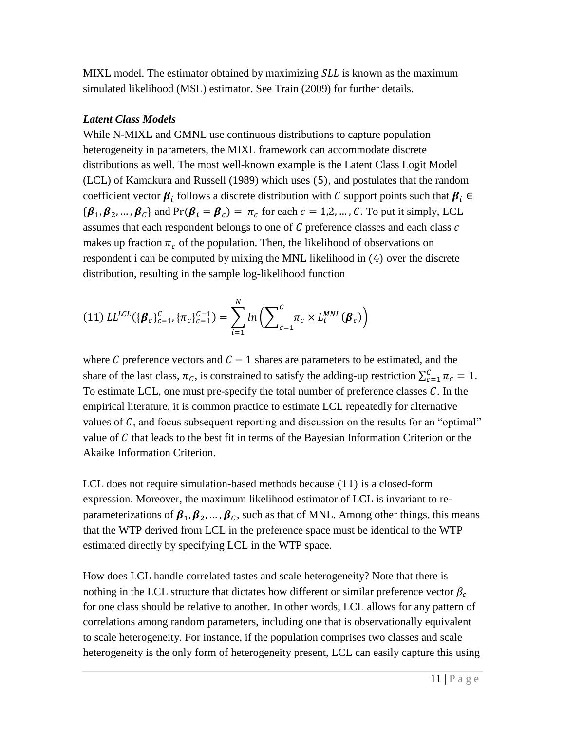MIXL model. The estimator obtained by maximizing $SLL$ is known as the maximum simulated likelihood (MSL) estimator. See Train (2009) for further details.

***Latent Class Models***

While N-MIXL and GMNL use continuous distributions to capture population heterogeneity in parameters, the MIXL framework can accommodate discrete distributions as well. The most well-known example is the Latent Class Logit Model (LCL) of Kamakura and Russell (1989) which uses (5), and postulates that the random coefficient vector $\boldsymbol{\beta}_i$ follows a discrete distribution with $C$ support points such that $\boldsymbol{\beta}_i \in \{\boldsymbol{\beta}_1, \boldsymbol{\beta}_2, \ldots, \boldsymbol{\beta}_C\}$ and $\Pr(\boldsymbol{\beta}_i = \boldsymbol{\beta}_c) = \pi_c$ for each $c = 1,2, \ldots, C$. To put it simply, LCL assumes that each respondent belongs to one of $C$ preference classes and each class $c$ makes up fraction $\pi_c$ of the population. Then, the likelihood of observations on respondent i can be computed by mixing the MNL likelihood in (4) over the discrete distribution, resulting in the sample log-likelihood function

$$(11)\ LL^{LCL}(\{\boldsymbol{\beta}_c\}_{c=1}^{C}, \{\pi_c\}_{c=1}^{C-1}) = \sum_{i=1}^{N} ln\left(\sum\nolimits_{c=1}^{C} \pi_c \times L_i^{MNL}(\boldsymbol{\beta}_c)\right)$$

where $C$ preference vectors and $C-1$ shares are parameters to be estimated, and the share of the last class, $\pi_C$, is constrained to satisfy the adding-up restriction $\sum_{c=1}^{C} \pi_c = 1$. To estimate LCL, one must pre-specify the total number of preference classes $C$. In the empirical literature, it is common practice to estimate LCL repeatedly for alternative values of $C$, and focus subsequent reporting and discussion on the results for an "optimal" value of $C$ that leads to the best fit in terms of the Bayesian Information Criterion or the Akaike Information Criterion.

LCL does not require simulation-based methods because (11) is a closed-form expression. Moreover, the maximum likelihood estimator of LCL is invariant to re-parameterizations of $\boldsymbol{\beta}_1, \boldsymbol{\beta}_2, \ldots, \boldsymbol{\beta}_C$, such as that of MNL. Among other things, this means that the WTP derived from LCL in the preference space must be identical to the WTP estimated directly by specifying LCL in the WTP space.

How does LCL handle correlated tastes and scale heterogeneity? Note that there is nothing in the LCL structure that dictates how different or similar preference vector $\beta_c$ for one class should be relative to another. In other words, LCL allows for any pattern of correlations among random parameters, including one that is observationally equivalent to scale heterogeneity. For instance, if the population comprises two classes and scale heterogeneity is the only form of heterogeneity present, LCL can easily capture this using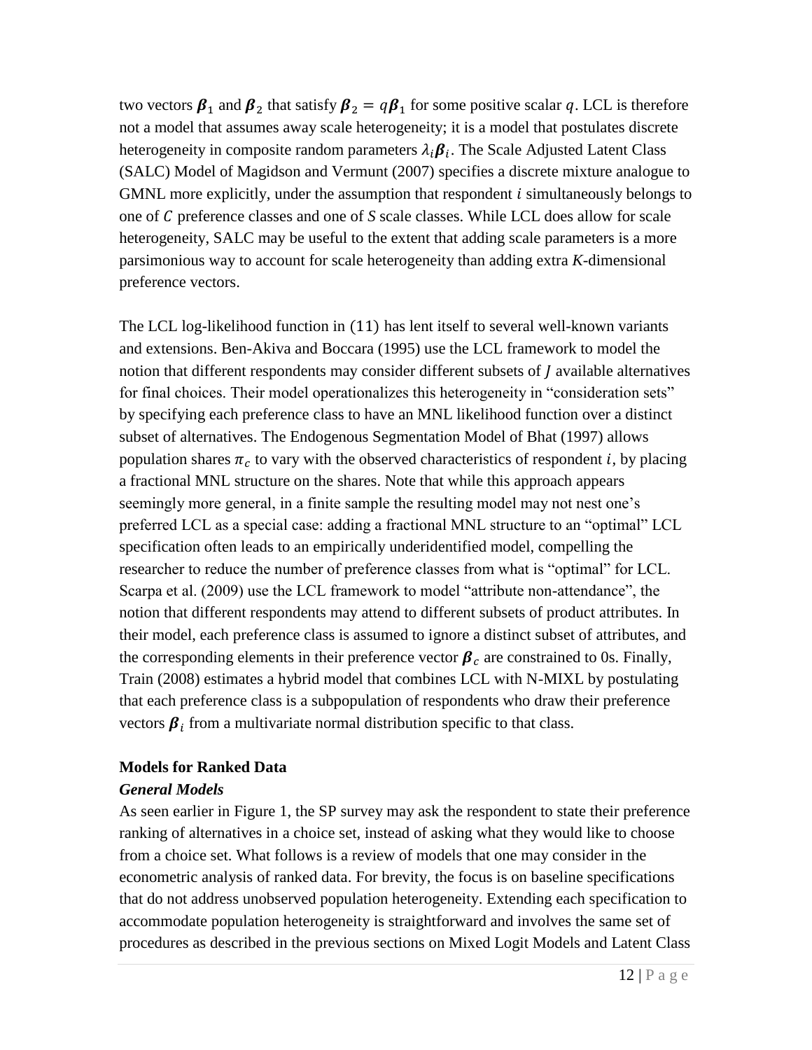two vectors $\boldsymbol{\beta}_1$ and $\boldsymbol{\beta}_2$ that satisfy $\boldsymbol{\beta}_2 = q\boldsymbol{\beta}_1$ for some positive scalar $q$. LCL is therefore not a model that assumes away scale heterogeneity; it is a model that postulates discrete heterogeneity in composite random parameters $\lambda_i\boldsymbol{\beta}_i$. The Scale Adjusted Latent Class (SALC) Model of Magidson and Vermunt (2007) specifies a discrete mixture analogue to GMNL more explicitly, under the assumption that respondent $i$ simultaneously belongs to one of $C$ preference classes and one of $S$ scale classes. While LCL does allow for scale heterogeneity, SALC may be useful to the extent that adding scale parameters is a more parsimonious way to account for scale heterogeneity than adding extra $K$-dimensional preference vectors.

The LCL log-likelihood function in (11) has lent itself to several well-known variants and extensions. Ben-Akiva and Boccara (1995) use the LCL framework to model the notion that different respondents may consider different subsets of $J$ available alternatives for final choices. Their model operationalizes this heterogeneity in "consideration sets" by specifying each preference class to have an MNL likelihood function over a distinct subset of alternatives. The Endogenous Segmentation Model of Bhat (1997) allows population shares $\pi_c$ to vary with the observed characteristics of respondent $i$, by placing a fractional MNL structure on the shares. Note that while this approach appears seemingly more general, in a finite sample the resulting model may not nest one's preferred LCL as a special case: adding a fractional MNL structure to an "optimal" LCL specification often leads to an empirically underidentified model, compelling the researcher to reduce the number of preference classes from what is "optimal" for LCL. Scarpa et al. (2009) use the LCL framework to model "attribute non-attendance", the notion that different respondents may attend to different subsets of product attributes. In their model, each preference class is assumed to ignore a distinct subset of attributes, and the corresponding elements in their preference vector $\boldsymbol{\beta}_c$ are constrained to 0s. Finally, Train (2008) estimates a hybrid model that combines LCL with N-MIXL by postulating that each preference class is a subpopulation of respondents who draw their preference vectors $\boldsymbol{\beta}_i$ from a multivariate normal distribution specific to that class.

**Models for Ranked Data**

***General Models***

As seen earlier in Figure 1, the SP survey may ask the respondent to state their preference ranking of alternatives in a choice set, instead of asking what they would like to choose from a choice set. What follows is a review of models that one may consider in the econometric analysis of ranked data. For brevity, the focus is on baseline specifications that do not address unobserved population heterogeneity. Extending each specification to accommodate population heterogeneity is straightforward and involves the same set of procedures as described in the previous sections on Mixed Logit Models and Latent Class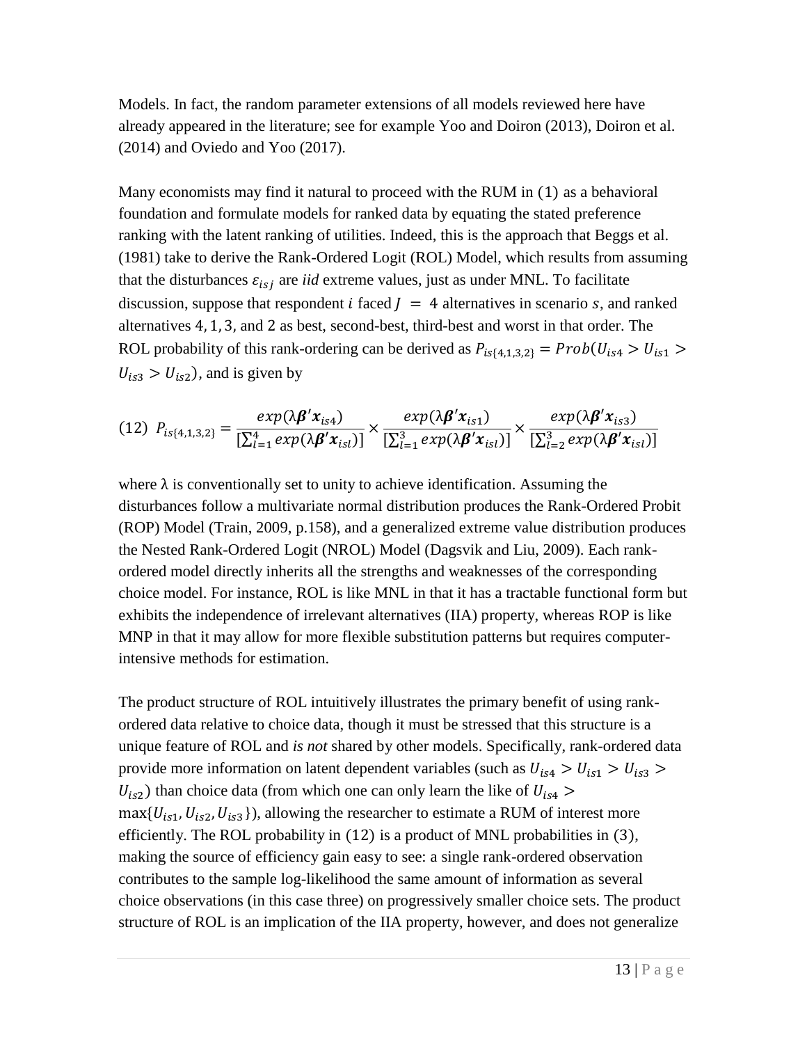Models. In fact, the random parameter extensions of all models reviewed here have already appeared in the literature; see for example Yoo and Doiron (2013), Doiron et al. (2014) and Oviedo and Yoo (2017).

Many economists may find it natural to proceed with the RUM in (1) as a behavioral foundation and formulate models for ranked data by equating the stated preference ranking with the latent ranking of utilities. Indeed, this is the approach that Beggs et al. (1981) take to derive the Rank-Ordered Logit (ROL) Model, which results from assuming that the disturbances $\varepsilon_{isj}$ are *iid* extreme values, just as under MNL. To facilitate discussion, suppose that respondent $i$ faced $J = 4$ alternatives in scenario $s$, and ranked alternatives $4, 1, 3,$ and $2$ as best, second-best, third-best and worst in that order. The ROL probability of this rank-ordering can be derived as $P_{is\{4,1,3,2\}} = Prob(U_{is4} > U_{is1} > U_{is3} > U_{is2})$, and is given by

$$(12)\ \ P_{is\{4,1,3,2\}} = \frac{exp(\lambda \boldsymbol{\beta}' \boldsymbol{x}_{is4})}{[\sum_{l=1}^{4} exp(\lambda \boldsymbol{\beta}' \boldsymbol{x}_{isl})]} \times \frac{exp(\lambda \boldsymbol{\beta}' \boldsymbol{x}_{is1})}{[\sum_{l=1}^{3} exp(\lambda \boldsymbol{\beta}' \boldsymbol{x}_{isl})]} \times \frac{exp(\lambda \boldsymbol{\beta}' \boldsymbol{x}_{is3})}{[\sum_{l=2}^{3} exp(\lambda \boldsymbol{\beta}' \boldsymbol{x}_{isl})]}$$

where $\lambda$ is conventionally set to unity to achieve identification. Assuming the disturbances follow a multivariate normal distribution produces the Rank-Ordered Probit (ROP) Model (Train, 2009, p.158), and a generalized extreme value distribution produces the Nested Rank-Ordered Logit (NROL) Model (Dagsvik and Liu, 2009). Each rank-ordered model directly inherits all the strengths and weaknesses of the corresponding choice model. For instance, ROL is like MNL in that it has a tractable functional form but exhibits the independence of irrelevant alternatives (IIA) property, whereas ROP is like MNP in that it may allow for more flexible substitution patterns but requires computer-intensive methods for estimation.

The product structure of ROL intuitively illustrates the primary benefit of using rank-ordered data relative to choice data, though it must be stressed that this structure is a unique feature of ROL and *is not* shared by other models. Specifically, rank-ordered data provide more information on latent dependent variables (such as $U_{is4} > U_{is1} > U_{is3} > U_{is2}$) than choice data (from which one can only learn the like of $U_{is4} > \max\{U_{is1}, U_{is2}, U_{is3}\}$), allowing the researcher to estimate a RUM of interest more efficiently. The ROL probability in (12) is a product of MNL probabilities in (3), making the source of efficiency gain easy to see: a single rank-ordered observation contributes to the sample log-likelihood the same amount of information as several choice observations (in this case three) on progressively smaller choice sets. The product structure of ROL is an implication of the IIA property, however, and does not generalize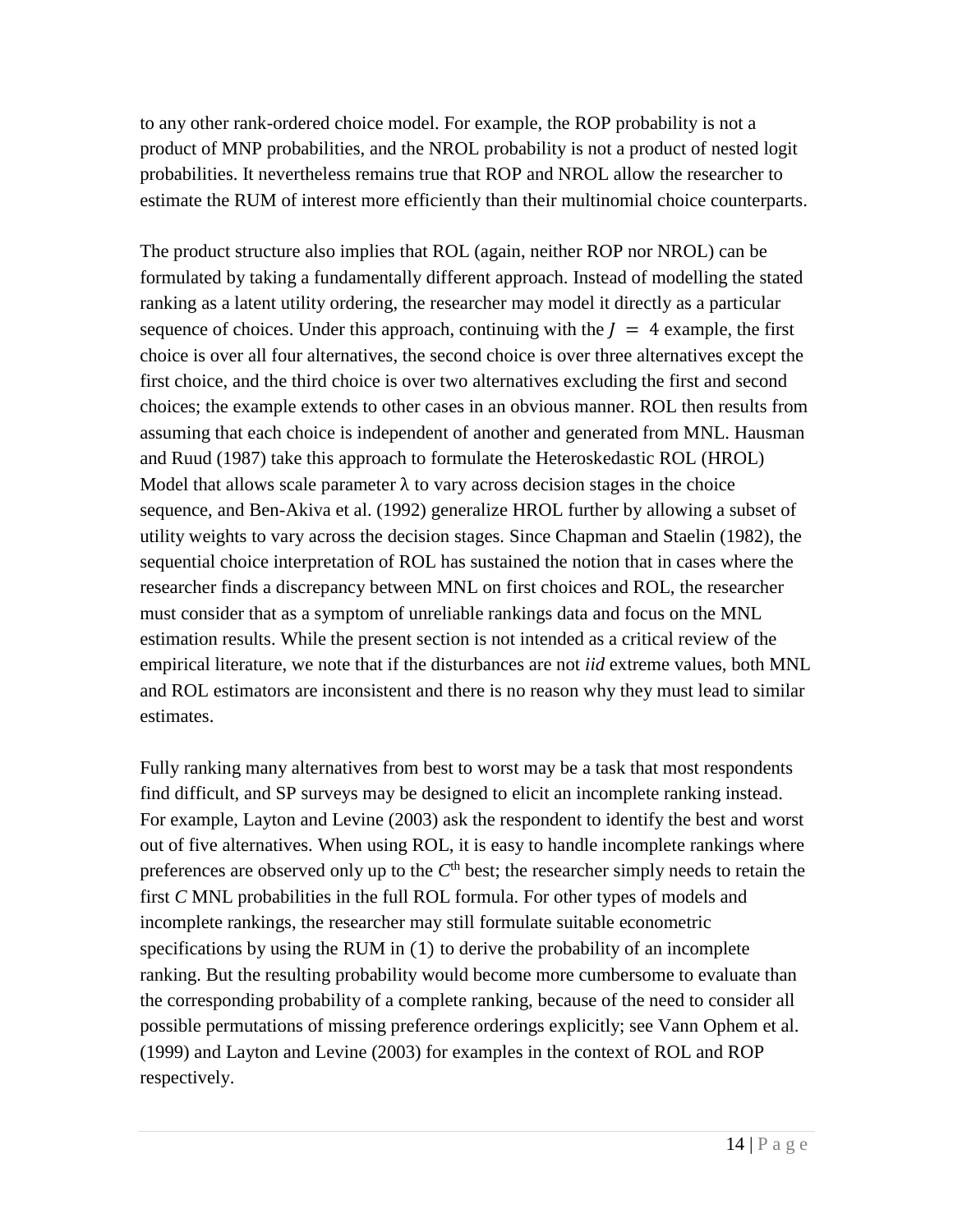to any other rank-ordered choice model. For example, the ROP probability is not a product of MNP probabilities, and the NROL probability is not a product of nested logit probabilities. It nevertheless remains true that ROP and NROL allow the researcher to estimate the RUM of interest more efficiently than their multinomial choice counterparts.

The product structure also implies that ROL (again, neither ROP nor NROL) can be formulated by taking a fundamentally different approach. Instead of modelling the stated ranking as a latent utility ordering, the researcher may model it directly as a particular sequence of choices. Under this approach, continuing with the $J = 4$ example, the first choice is over all four alternatives, the second choice is over three alternatives except the first choice, and the third choice is over two alternatives excluding the first and second choices; the example extends to other cases in an obvious manner. ROL then results from assuming that each choice is independent of another and generated from MNL. Hausman and Ruud (1987) take this approach to formulate the Heteroskedastic ROL (HROL) Model that allows scale parameter $\lambda$ to vary across decision stages in the choice sequence, and Ben-Akiva et al. (1992) generalize HROL further by allowing a subset of utility weights to vary across the decision stages. Since Chapman and Staelin (1982), the sequential choice interpretation of ROL has sustained the notion that in cases where the researcher finds a discrepancy between MNL on first choices and ROL, the researcher must consider that as a symptom of unreliable rankings data and focus on the MNL estimation results. While the present section is not intended as a critical review of the empirical literature, we note that if the disturbances are not *iid* extreme values, both MNL and ROL estimators are inconsistent and there is no reason why they must lead to similar estimates.

Fully ranking many alternatives from best to worst may be a task that most respondents find difficult, and SP surveys may be designed to elicit an incomplete ranking instead. For example, Layton and Levine (2003) ask the respondent to identify the best and worst out of five alternatives. When using ROL, it is easy to handle incomplete rankings where preferences are observed only up to the $C^{\text{th}}$ best; the researcher simply needs to retain the first $C$ MNL probabilities in the full ROL formula. For other types of models and incomplete rankings, the researcher may still formulate suitable econometric specifications by using the RUM in (1) to derive the probability of an incomplete ranking. But the resulting probability would become more cumbersome to evaluate than the corresponding probability of a complete ranking, because of the need to consider all possible permutations of missing preference orderings explicitly; see Vann Ophem et al. (1999) and Layton and Levine (2003) for examples in the context of ROL and ROP respectively.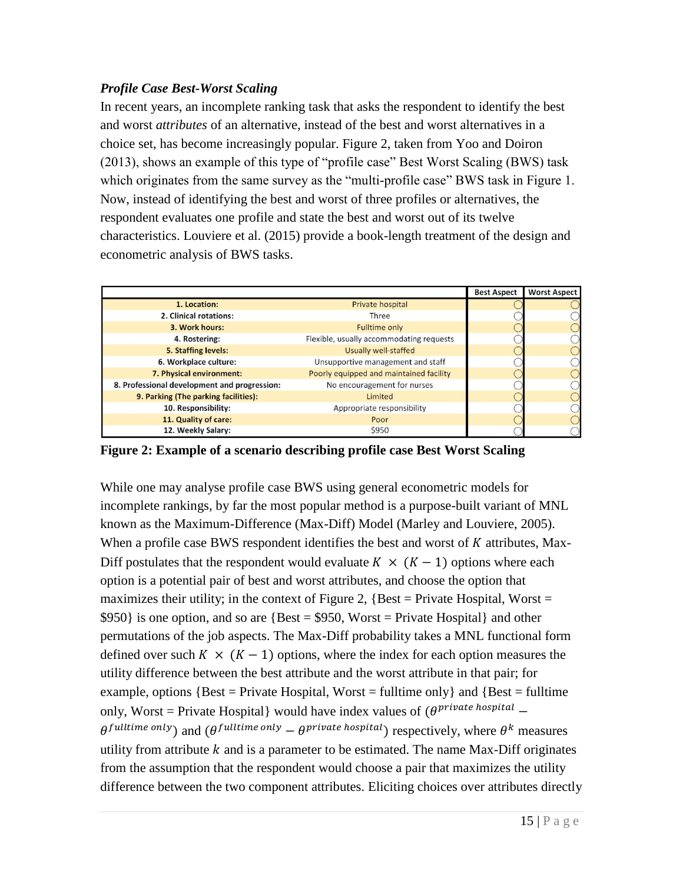### *Profile Case Best-Worst Scaling*

In recent years, an incomplete ranking task that asks the respondent to identify the best and worst *attributes* of an alternative, instead of the best and worst alternatives in a choice set, has become increasingly popular. Figure 2, taken from Yoo and Doiron (2013), shows an example of this type of "profile case" Best Worst Scaling (BWS) task which originates from the same survey as the "multi-profile case" BWS task in Figure 1. Now, instead of identifying the best and worst of three profiles or alternatives, the respondent evaluates one profile and state the best and worst out of its twelve characteristics. Louviere et al. (2015) provide a book-length treatment of the design and econometric analysis of BWS tasks.

| | | Best Aspect | Worst Aspect |
|---|---|---|---|
| **1. Location:** | Private hospital | ○ | ○ |
| **2. Clinical rotations:** | Three | ○ | ○ |
| **3. Work hours:** | Fulltime only | ○ | ○ |
| **4. Rostering:** | Flexible, usually accommodating requests | ○ | ○ |
| **5. Staffing levels:** | Usually well-staffed | ○ | ○ |
| **6. Workplace culture:** | Unsupportive management and staff | ○ | ○ |
| **7. Physical environment:** | Poorly equipped and maintained facility | ○ | ○ |
| **8. Professional development and progression:** | No encouragement for nurses | ○ | ○ |
| **9. Parking (The parking facilities):** | Limited | ○ | ○ |
| **10. Responsibility:** | Appropriate responsibility | ○ | ○ |
| **11. Quality of care:** | Poor | ○ | ○ |
| **12. Weekly Salary:** | $950 | ○ | ○ |

**Figure 2: Example of a scenario describing profile case Best Worst Scaling**

While one may analyse profile case BWS using general econometric models for incomplete rankings, by far the most popular method is a purpose-built variant of MNL known as the Maximum-Difference (Max-Diff) Model (Marley and Louviere, 2005). When a profile case BWS respondent identifies the best and worst of $K$ attributes, Max-Diff postulates that the respondent would evaluate $K \times (K-1)$ options where each option is a potential pair of best and worst attributes, and choose the option that maximizes their utility; in the context of Figure 2, {Best = Private Hospital, Worst = $950} is one option, and so are {Best = $950, Worst = Private Hospital} and other permutations of the job aspects. The Max-Diff probability takes a MNL functional form defined over such $K \times (K-1)$ options, where the index for each option measures the utility difference between the best attribute and the worst attribute in that pair; for example, options {Best = Private Hospital, Worst = fulltime only} and {Best = fulltime only, Worst = Private Hospital} would have index values of $(\theta^{private\ hospital} - \theta^{fulltime\ only})$ and $(\theta^{fulltime\ only} - \theta^{private\ hospital})$ respectively, where $\theta^k$ measures utility from attribute $k$ and is a parameter to be estimated. The name Max-Diff originates from the assumption that the respondent would choose a pair that maximizes the utility difference between the two component attributes. Eliciting choices over attributes directly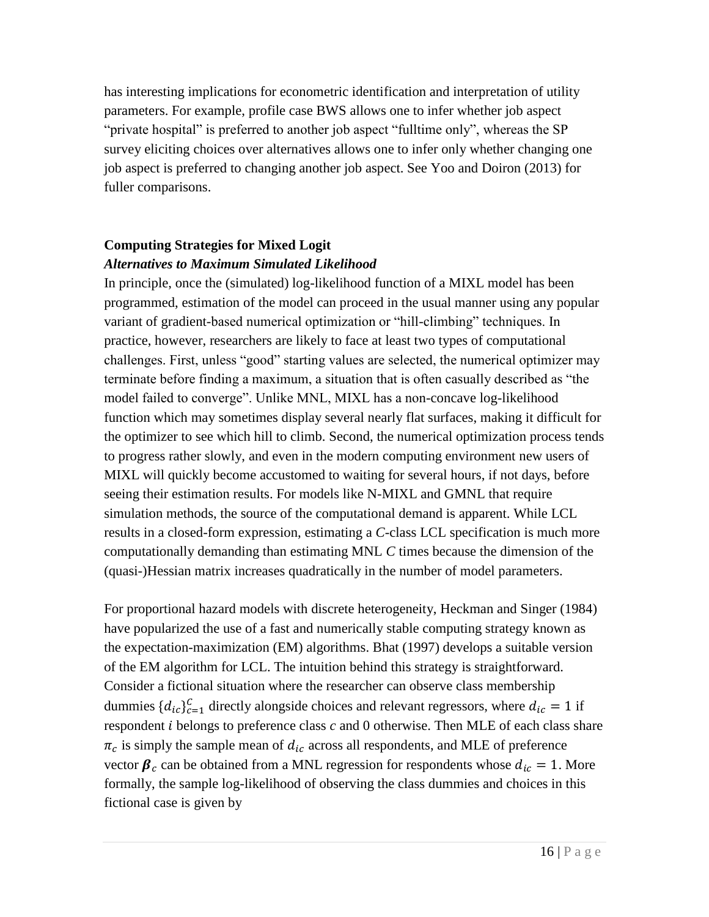has interesting implications for econometric identification and interpretation of utility parameters. For example, profile case BWS allows one to infer whether job aspect "private hospital" is preferred to another job aspect "fulltime only", whereas the SP survey eliciting choices over alternatives allows one to infer only whether changing one job aspect is preferred to changing another job aspect. See Yoo and Doiron (2013) for fuller comparisons.

## Computing Strategies for Mixed Logit

### *Alternatives to Maximum Simulated Likelihood*

In principle, once the (simulated) log-likelihood function of a MIXL model has been programmed, estimation of the model can proceed in the usual manner using any popular variant of gradient-based numerical optimization or "hill-climbing" techniques. In practice, however, researchers are likely to face at least two types of computational challenges. First, unless "good" starting values are selected, the numerical optimizer may terminate before finding a maximum, a situation that is often casually described as "the model failed to converge". Unlike MNL, MIXL has a non-concave log-likelihood function which may sometimes display several nearly flat surfaces, making it difficult for the optimizer to see which hill to climb. Second, the numerical optimization process tends to progress rather slowly, and even in the modern computing environment new users of MIXL will quickly become accustomed to waiting for several hours, if not days, before seeing their estimation results. For models like N-MIXL and GMNL that require simulation methods, the source of the computational demand is apparent. While LCL results in a closed-form expression, estimating a *C*-class LCL specification is much more computationally demanding than estimating MNL *C* times because the dimension of the (quasi-)Hessian matrix increases quadratically in the number of model parameters.

For proportional hazard models with discrete heterogeneity, Heckman and Singer (1984) have popularized the use of a fast and numerically stable computing strategy known as the expectation-maximization (EM) algorithms. Bhat (1997) develops a suitable version of the EM algorithm for LCL. The intuition behind this strategy is straightforward. Consider a fictional situation where the researcher can observe class membership dummies $\{d_{ic}\}_{c=1}^{C}$ directly alongside choices and relevant regressors, where $d_{ic} = 1$ if respondent $i$ belongs to preference class $c$ and 0 otherwise. Then MLE of each class share $\pi_c$ is simply the sample mean of $d_{ic}$ across all respondents, and MLE of preference vector $\boldsymbol{\beta}_c$ can be obtained from a MNL regression for respondents whose $d_{ic} = 1$. More formally, the sample log-likelihood of observing the class dummies and choices in this fictional case is given by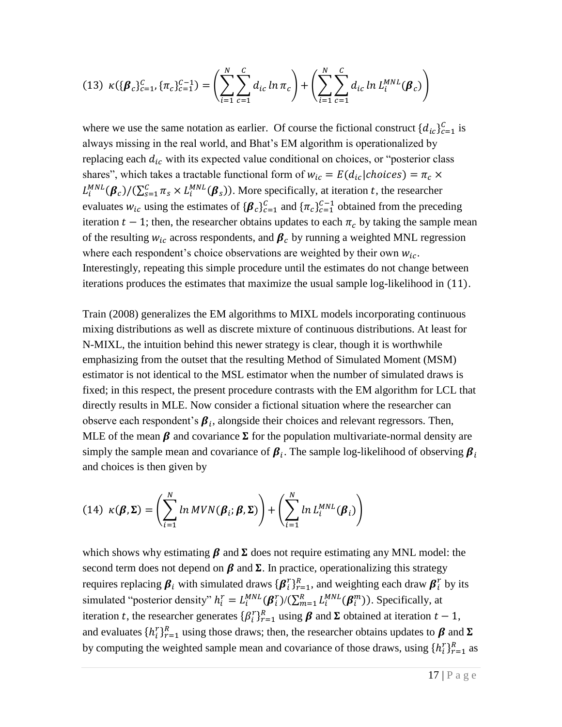$$(13)\ \ \kappa(\{\boldsymbol{\beta}_c\}_{c=1}^{C}, \{\pi_c\}_{c=1}^{C-1}) = \left(\sum_{i=1}^{N}\sum_{c=1}^{C} d_{ic}\, ln\, \pi_c\right) + \left(\sum_{i=1}^{N}\sum_{c=1}^{C} d_{ic}\, ln\, L_i^{MNL}(\boldsymbol{\beta}_c)\right)$$

where we use the same notation as earlier. Of course the fictional construct $\{d_{ic}\}_{c=1}^{C}$ is always missing in the real world, and Bhat's EM algorithm is operationalized by replacing each $d_{ic}$ with its expected value conditional on choices, or "posterior class shares", which takes a tractable functional form of $w_{ic} = E(d_{ic}|choices) = \pi_c \times L_i^{MNL}(\boldsymbol{\beta}_c)/(\sum_{s=1}^{C}\pi_s \times L_i^{MNL}(\boldsymbol{\beta}_s))$. More specifically, at iteration $t$, the researcher evaluates $w_{ic}$ using the estimates of $\{\boldsymbol{\beta}_c\}_{c=1}^{C}$ and $\{\pi_c\}_{c=1}^{C-1}$ obtained from the preceding iteration $t-1$; then, the researcher obtains updates to each $\pi_c$ by taking the sample mean of the resulting $w_{ic}$ across respondents, and $\boldsymbol{\beta}_c$ by running a weighted MNL regression where each respondent's choice observations are weighted by their own $w_{ic}$. Interestingly, repeating this simple procedure until the estimates do not change between iterations produces the estimates that maximize the usual sample log-likelihood in $(11)$.

Train (2008) generalizes the EM algorithms to MIXL models incorporating continuous mixing distributions as well as discrete mixture of continuous distributions. At least for N-MIXL, the intuition behind this newer strategy is clear, though it is worthwhile emphasizing from the outset that the resulting Method of Simulated Moment (MSM) estimator is not identical to the MSL estimator when the number of simulated draws is fixed; in this respect, the present procedure contrasts with the EM algorithm for LCL that directly results in MLE. Now consider a fictional situation where the researcher can observe each respondent's $\boldsymbol{\beta}_i$, alongside their choices and relevant regressors. Then, MLE of the mean $\boldsymbol{\beta}$ and covariance $\boldsymbol{\Sigma}$ for the population multivariate-normal density are simply the sample mean and covariance of $\boldsymbol{\beta}_i$. The sample log-likelihood of observing $\boldsymbol{\beta}_i$ and choices is then given by

$$(14)\ \ \kappa(\boldsymbol{\beta}, \boldsymbol{\Sigma}) = \left(\sum_{i=1}^{N} ln\, MVN(\boldsymbol{\beta}_i; \boldsymbol{\beta}, \boldsymbol{\Sigma})\right) + \left(\sum_{i=1}^{N} ln\, L_i^{MNL}(\boldsymbol{\beta}_i)\right)$$

which shows why estimating $\boldsymbol{\beta}$ and $\boldsymbol{\Sigma}$ does not require estimating any MNL model: the second term does not depend on $\boldsymbol{\beta}$ and $\boldsymbol{\Sigma}$. In practice, operationalizing this strategy requires replacing $\boldsymbol{\beta}_i$ with simulated draws $\{\boldsymbol{\beta}_i^r\}_{r=1}^{R}$, and weighting each draw $\boldsymbol{\beta}_i^r$ by its simulated "posterior density" $h_i^r = L_i^{MNL}(\boldsymbol{\beta}_i^r)/(\sum_{m=1}^{R} L_i^{MNL}(\boldsymbol{\beta}_i^m))$. Specifically, at iteration $t$, the researcher generates $\{\beta_i^r\}_{r=1}^{R}$ using $\boldsymbol{\beta}$ and $\boldsymbol{\Sigma}$ obtained at iteration $t-1$, and evaluates $\{h_i^r\}_{r=1}^{R}$ using those draws; then, the researcher obtains updates to $\boldsymbol{\beta}$ and $\boldsymbol{\Sigma}$ by computing the weighted sample mean and covariance of those draws, using $\{h_i^r\}_{r=1}^{R}$ as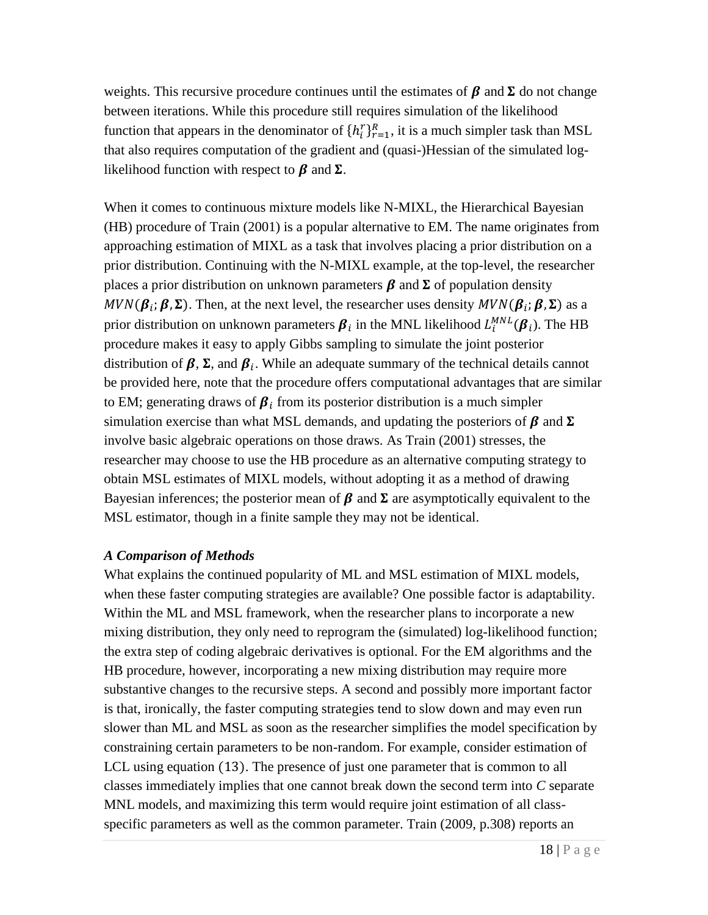weights. This recursive procedure continues until the estimates of $\boldsymbol{\beta}$ and $\boldsymbol{\Sigma}$ do not change between iterations. While this procedure still requires simulation of the likelihood function that appears in the denominator of $\{h_i^r\}_{r=1}^R$, it is a much simpler task than MSL that also requires computation of the gradient and (quasi-)Hessian of the simulated log-likelihood function with respect to $\boldsymbol{\beta}$ and $\boldsymbol{\Sigma}$.

When it comes to continuous mixture models like N-MIXL, the Hierarchical Bayesian (HB) procedure of Train (2001) is a popular alternative to EM. The name originates from approaching estimation of MIXL as a task that involves placing a prior distribution on a prior distribution. Continuing with the N-MIXL example, at the top-level, the researcher places a prior distribution on unknown parameters $\boldsymbol{\beta}$ and $\boldsymbol{\Sigma}$ of population density $MVN(\boldsymbol{\beta}_i; \boldsymbol{\beta}, \boldsymbol{\Sigma})$. Then, at the next level, the researcher uses density $MVN(\boldsymbol{\beta}_i; \boldsymbol{\beta}, \boldsymbol{\Sigma})$ as a prior distribution on unknown parameters $\boldsymbol{\beta}_i$ in the MNL likelihood $L_i^{MNL}(\boldsymbol{\beta}_i)$. The HB procedure makes it easy to apply Gibbs sampling to simulate the joint posterior distribution of $\boldsymbol{\beta}$, $\boldsymbol{\Sigma}$, and $\boldsymbol{\beta}_i$. While an adequate summary of the technical details cannot be provided here, note that the procedure offers computational advantages that are similar to EM; generating draws of $\boldsymbol{\beta}_i$ from its posterior distribution is a much simpler simulation exercise than what MSL demands, and updating the posteriors of $\boldsymbol{\beta}$ and $\boldsymbol{\Sigma}$ involve basic algebraic operations on those draws. As Train (2001) stresses, the researcher may choose to use the HB procedure as an alternative computing strategy to obtain MSL estimates of MIXL models, without adopting it as a method of drawing Bayesian inferences; the posterior mean of $\boldsymbol{\beta}$ and $\boldsymbol{\Sigma}$ are asymptotically equivalent to the MSL estimator, though in a finite sample they may not be identical.

***A Comparison of Methods***

What explains the continued popularity of ML and MSL estimation of MIXL models, when these faster computing strategies are available? One possible factor is adaptability. Within the ML and MSL framework, when the researcher plans to incorporate a new mixing distribution, they only need to reprogram the (simulated) log-likelihood function; the extra step of coding algebraic derivatives is optional. For the EM algorithms and the HB procedure, however, incorporating a new mixing distribution may require more substantive changes to the recursive steps. A second and possibly more important factor is that, ironically, the faster computing strategies tend to slow down and may even run slower than ML and MSL as soon as the researcher simplifies the model specification by constraining certain parameters to be non-random. For example, consider estimation of LCL using equation (13). The presence of just one parameter that is common to all classes immediately implies that one cannot break down the second term into *C* separate MNL models, and maximizing this term would require joint estimation of all class-specific parameters as well as the common parameter. Train (2009, p.308) reports an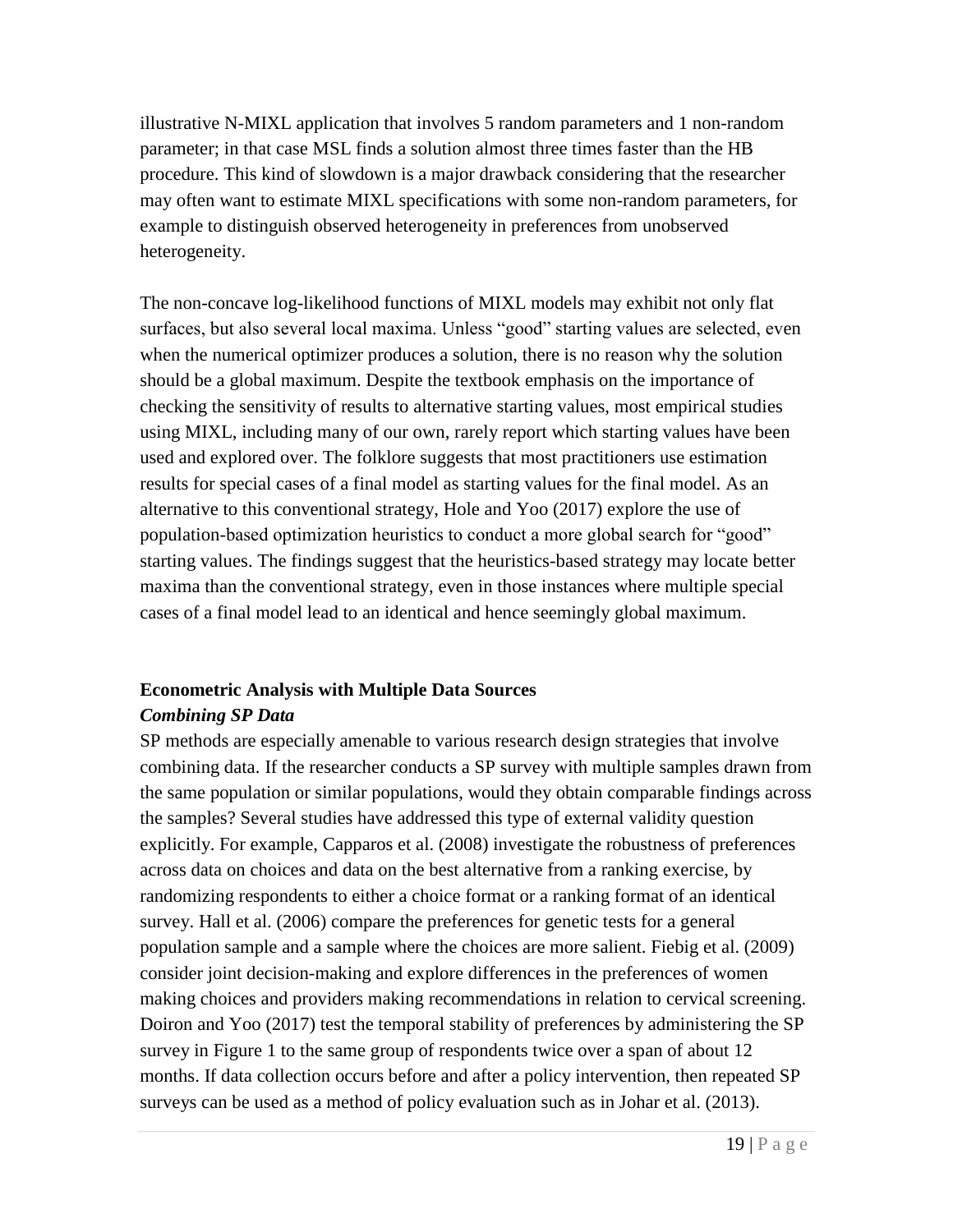illustrative N-MIXL application that involves 5 random parameters and 1 non-random parameter; in that case MSL finds a solution almost three times faster than the HB procedure. This kind of slowdown is a major drawback considering that the researcher may often want to estimate MIXL specifications with some non-random parameters, for example to distinguish observed heterogeneity in preferences from unobserved heterogeneity.

The non-concave log-likelihood functions of MIXL models may exhibit not only flat surfaces, but also several local maxima. Unless "good" starting values are selected, even when the numerical optimizer produces a solution, there is no reason why the solution should be a global maximum. Despite the textbook emphasis on the importance of checking the sensitivity of results to alternative starting values, most empirical studies using MIXL, including many of our own, rarely report which starting values have been used and explored over. The folklore suggests that most practitioners use estimation results for special cases of a final model as starting values for the final model. As an alternative to this conventional strategy, Hole and Yoo (2017) explore the use of population-based optimization heuristics to conduct a more global search for "good" starting values. The findings suggest that the heuristics-based strategy may locate better maxima than the conventional strategy, even in those instances where multiple special cases of a final model lead to an identical and hence seemingly global maximum.

## Econometric Analysis with Multiple Data Sources

### *Combining SP Data*

SP methods are especially amenable to various research design strategies that involve combining data. If the researcher conducts a SP survey with multiple samples drawn from the same population or similar populations, would they obtain comparable findings across the samples? Several studies have addressed this type of external validity question explicitly. For example, Capparos et al. (2008) investigate the robustness of preferences across data on choices and data on the best alternative from a ranking exercise, by randomizing respondents to either a choice format or a ranking format of an identical survey. Hall et al. (2006) compare the preferences for genetic tests for a general population sample and a sample where the choices are more salient. Fiebig et al. (2009) consider joint decision-making and explore differences in the preferences of women making choices and providers making recommendations in relation to cervical screening. Doiron and Yoo (2017) test the temporal stability of preferences by administering the SP survey in Figure 1 to the same group of respondents twice over a span of about 12 months. If data collection occurs before and after a policy intervention, then repeated SP surveys can be used as a method of policy evaluation such as in Johar et al. (2013).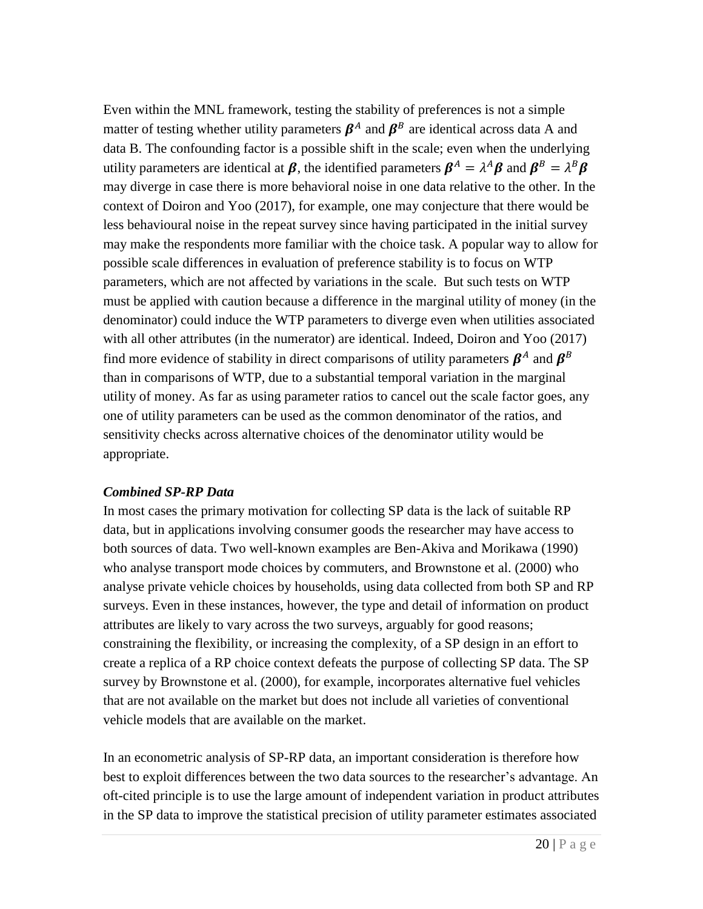Even within the MNL framework, testing the stability of preferences is not a simple matter of testing whether utility parameters $\boldsymbol{\beta}^A$ and $\boldsymbol{\beta}^B$ are identical across data A and data B. The confounding factor is a possible shift in the scale; even when the underlying utility parameters are identical at $\boldsymbol{\beta}$, the identified parameters $\boldsymbol{\beta}^A = \lambda^A \boldsymbol{\beta}$ and $\boldsymbol{\beta}^B = \lambda^B \boldsymbol{\beta}$ may diverge in case there is more behavioral noise in one data relative to the other. In the context of Doiron and Yoo (2017), for example, one may conjecture that there would be less behavioural noise in the repeat survey since having participated in the initial survey may make the respondents more familiar with the choice task. A popular way to allow for possible scale differences in evaluation of preference stability is to focus on WTP parameters, which are not affected by variations in the scale. But such tests on WTP must be applied with caution because a difference in the marginal utility of money (in the denominator) could induce the WTP parameters to diverge even when utilities associated with all other attributes (in the numerator) are identical. Indeed, Doiron and Yoo (2017) find more evidence of stability in direct comparisons of utility parameters $\boldsymbol{\beta}^A$ and $\boldsymbol{\beta}^B$ than in comparisons of WTP, due to a substantial temporal variation in the marginal utility of money. As far as using parameter ratios to cancel out the scale factor goes, any one of utility parameters can be used as the common denominator of the ratios, and sensitivity checks across alternative choices of the denominator utility would be appropriate.

### *Combined SP-RP Data*

In most cases the primary motivation for collecting SP data is the lack of suitable RP data, but in applications involving consumer goods the researcher may have access to both sources of data. Two well-known examples are Ben-Akiva and Morikawa (1990) who analyse transport mode choices by commuters, and Brownstone et al. (2000) who analyse private vehicle choices by households, using data collected from both SP and RP surveys. Even in these instances, however, the type and detail of information on product attributes are likely to vary across the two surveys, arguably for good reasons; constraining the flexibility, or increasing the complexity, of a SP design in an effort to create a replica of a RP choice context defeats the purpose of collecting SP data. The SP survey by Brownstone et al. (2000), for example, incorporates alternative fuel vehicles that are not available on the market but does not include all varieties of conventional vehicle models that are available on the market.

In an econometric analysis of SP-RP data, an important consideration is therefore how best to exploit differences between the two data sources to the researcher's advantage. An oft-cited principle is to use the large amount of independent variation in product attributes in the SP data to improve the statistical precision of utility parameter estimates associated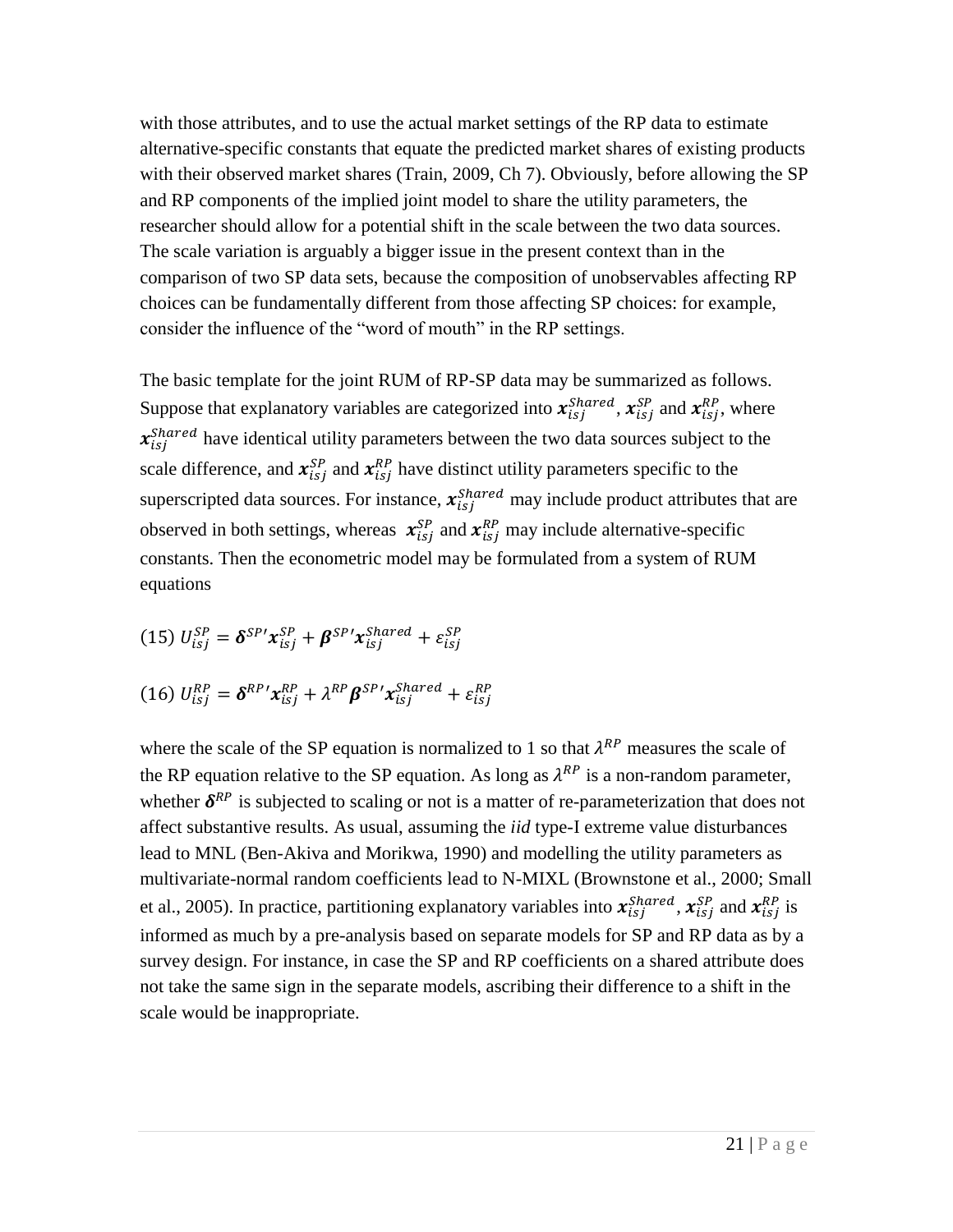with those attributes, and to use the actual market settings of the RP data to estimate alternative-specific constants that equate the predicted market shares of existing products with their observed market shares (Train, 2009, Ch 7). Obviously, before allowing the SP and RP components of the implied joint model to share the utility parameters, the researcher should allow for a potential shift in the scale between the two data sources. The scale variation is arguably a bigger issue in the present context than in the comparison of two SP data sets, because the composition of unobservables affecting RP choices can be fundamentally different from those affecting SP choices: for example, consider the influence of the "word of mouth" in the RP settings.

The basic template for the joint RUM of RP-SP data may be summarized as follows. Suppose that explanatory variables are categorized into $\boldsymbol{x}_{isj}^{Shared}$, $\boldsymbol{x}_{isj}^{SP}$ and $\boldsymbol{x}_{isj}^{RP}$, where $\boldsymbol{x}_{isj}^{Shared}$ have identical utility parameters between the two data sources subject to the scale difference, and $\boldsymbol{x}_{isj}^{SP}$ and $\boldsymbol{x}_{isj}^{RP}$ have distinct utility parameters specific to the superscripted data sources. For instance, $\boldsymbol{x}_{isj}^{Shared}$ may include product attributes that are observed in both settings, whereas $\boldsymbol{x}_{isj}^{SP}$ and $\boldsymbol{x}_{isj}^{RP}$ may include alternative-specific constants. Then the econometric model may be formulated from a system of RUM equations

(15) $U_{isj}^{SP} = \boldsymbol{\delta}^{SP\prime}\boldsymbol{x}_{isj}^{SP} + \boldsymbol{\beta}^{SP\prime}\boldsymbol{x}_{isj}^{Shared} + \varepsilon_{isj}^{SP}$

(16) $U_{isj}^{RP} = \boldsymbol{\delta}^{RP\prime}\boldsymbol{x}_{isj}^{RP} + \lambda^{RP}\boldsymbol{\beta}^{SP\prime}\boldsymbol{x}_{isj}^{Shared} + \varepsilon_{isj}^{RP}$

where the scale of the SP equation is normalized to 1 so that $\lambda^{RP}$ measures the scale of the RP equation relative to the SP equation. As long as $\lambda^{RP}$ is a non-random parameter, whether $\boldsymbol{\delta}^{RP}$ is subjected to scaling or not is a matter of re-parameterization that does not affect substantive results. As usual, assuming the *iid* type-I extreme value disturbances lead to MNL (Ben-Akiva and Morikwa, 1990) and modelling the utility parameters as multivariate-normal random coefficients lead to N-MIXL (Brownstone et al., 2000; Small et al., 2005). In practice, partitioning explanatory variables into $\boldsymbol{x}_{isj}^{Shared}$, $\boldsymbol{x}_{isj}^{SP}$ and $\boldsymbol{x}_{isj}^{RP}$ is informed as much by a pre-analysis based on separate models for SP and RP data as by a survey design. For instance, in case the SP and RP coefficients on a shared attribute does not take the same sign in the separate models, ascribing their difference to a shift in the scale would be inappropriate.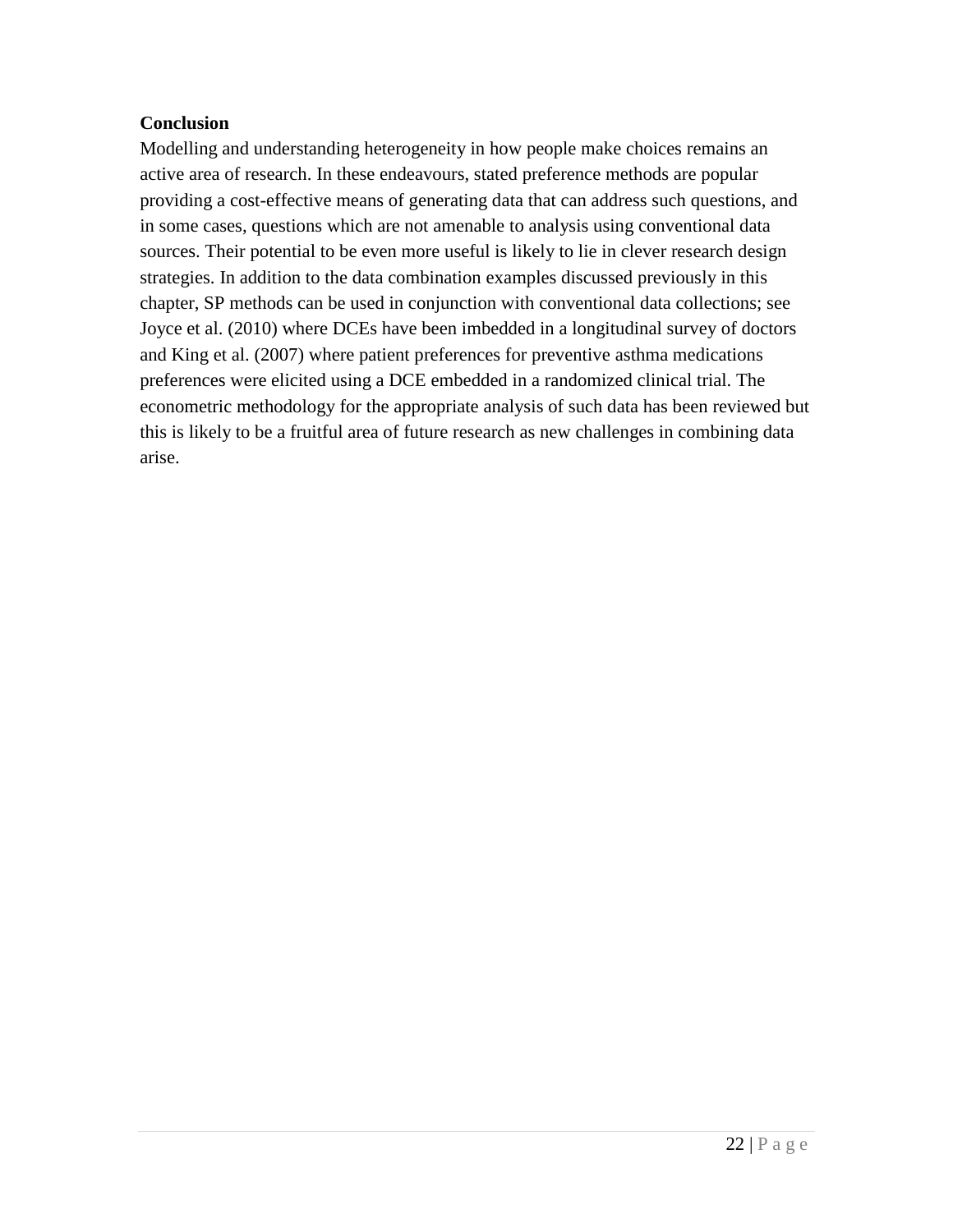**Conclusion**

Modelling and understanding heterogeneity in how people make choices remains an active area of research. In these endeavours, stated preference methods are popular providing a cost-effective means of generating data that can address such questions, and in some cases, questions which are not amenable to analysis using conventional data sources. Their potential to be even more useful is likely to lie in clever research design strategies. In addition to the data combination examples discussed previously in this chapter, SP methods can be used in conjunction with conventional data collections; see Joyce et al. (2010) where DCEs have been imbedded in a longitudinal survey of doctors and King et al. (2007) where patient preferences for preventive asthma medications preferences were elicited using a DCE embedded in a randomized clinical trial. The econometric methodology for the appropriate analysis of such data has been reviewed but this is likely to be a fruitful area of future research as new challenges in combining data arise.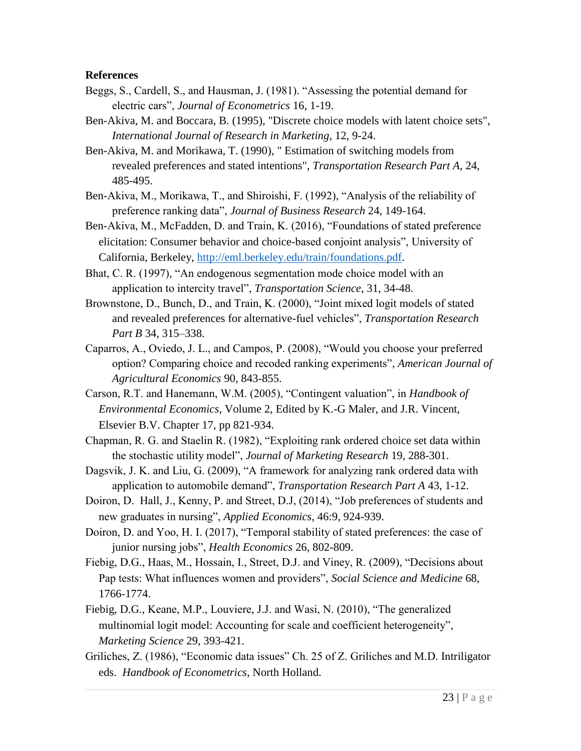**References**

Beggs, S., Cardell, S., and Hausman, J. (1981). "Assessing the potential demand for electric cars", *Journal of Econometrics* 16, 1-19.

Ben-Akiva, M. and Boccara, B. (1995), "Discrete choice models with latent choice sets", *International Journal of Research in Marketing*, 12, 9-24.

Ben-Akiva, M. and Morikawa, T. (1990), " Estimation of switching models from revealed preferences and stated intentions", *Transportation Research Part A*, 24, 485-495.

Ben-Akiva, M., Morikawa, T., and Shiroishi, F. (1992), "Analysis of the reliability of preference ranking data", *Journal of Business Research* 24, 149-164.

Ben-Akiva, M., McFadden, D. and Train, K. (2016), "Foundations of stated preference elicitation: Consumer behavior and choice-based conjoint analysis", University of California, Berkeley, http://eml.berkeley.edu/train/foundations.pdf.

Bhat, C. R. (1997), "An endogenous segmentation mode choice model with an application to intercity travel", *Transportation Science*, 31, 34-48.

Brownstone, D., Bunch, D., and Train, K. (2000), "Joint mixed logit models of stated and revealed preferences for alternative-fuel vehicles", *Transportation Research Part B* 34, 315–338.

Caparros, A., Oviedo, J. L., and Campos, P. (2008), "Would you choose your preferred option? Comparing choice and recoded ranking experiments", *American Journal of Agricultural Economics* 90, 843-855.

Carson, R.T. and Hanemann, W.M. (2005), "Contingent valuation", in *Handbook of Environmental Economics*, Volume 2, Edited by K.-G Maler, and J.R. Vincent, Elsevier B.V. Chapter 17, pp 821-934.

Chapman, R. G. and Staelin R. (1982), "Exploiting rank ordered choice set data within the stochastic utility model", *Journal of Marketing Research* 19, 288-301.

Dagsvik, J. K. and Liu, G. (2009), "A framework for analyzing rank ordered data with application to automobile demand", *Transportation Research Part A* 43, 1-12.

Doiron, D. Hall, J., Kenny, P. and Street, D.J, (2014), "Job preferences of students and new graduates in nursing", *Applied Economics*, 46:9, 924-939.

Doiron, D. and Yoo, H. I. (2017), "Temporal stability of stated preferences: the case of junior nursing jobs", *Health Economics* 26, 802-809.

Fiebig, D.G., Haas, M., Hossain, I., Street, D.J. and Viney, R. (2009), "Decisions about Pap tests: What influences women and providers", *Social Science and Medicine* 68, 1766-1774.

Fiebig, D.G., Keane, M.P., Louviere, J.J. and Wasi, N. (2010), "The generalized multinomial logit model: Accounting for scale and coefficient heterogeneity", *Marketing Science* 29, 393-421.

Griliches, Z. (1986), "Economic data issues" Ch. 25 of Z. Griliches and M.D. Intriligator eds. *Handbook of Econometrics*, North Holland.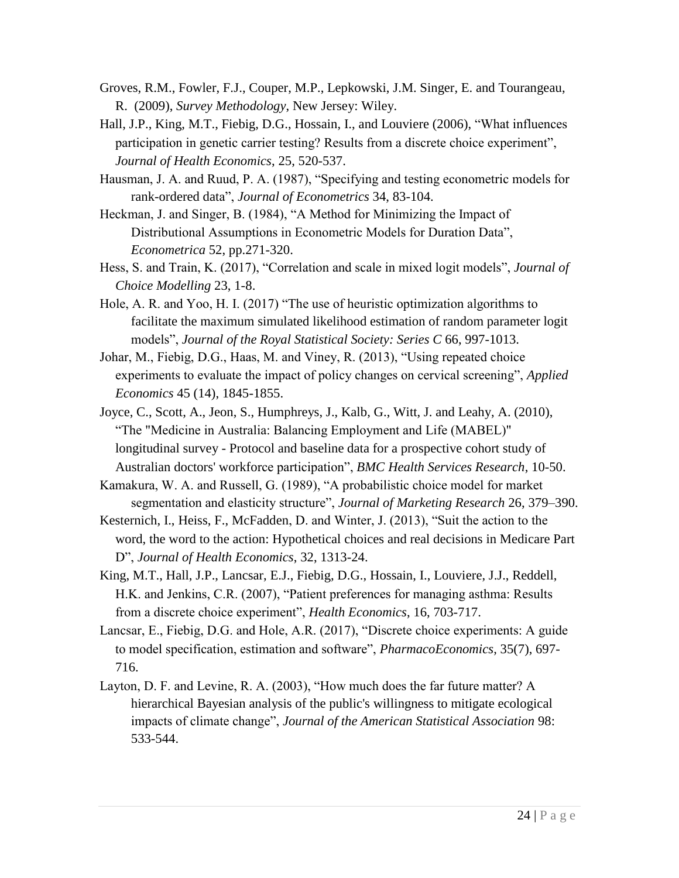Groves, R.M., Fowler, F.J., Couper, M.P., Lepkowski, J.M. Singer, E. and Tourangeau, R. (2009), *Survey Methodology*, New Jersey: Wiley.

Hall, J.P., King, M.T., Fiebig, D.G., Hossain, I., and Louviere (2006), "What influences participation in genetic carrier testing? Results from a discrete choice experiment", *Journal of Health Economics*, 25, 520-537.

Hausman, J. A. and Ruud, P. A. (1987), "Specifying and testing econometric models for rank-ordered data", *Journal of Econometrics* 34, 83-104.

Heckman, J. and Singer, B. (1984), "A Method for Minimizing the Impact of Distributional Assumptions in Econometric Models for Duration Data", *Econometrica* 52, pp.271-320.

Hess, S. and Train, K. (2017), "Correlation and scale in mixed logit models", *Journal of Choice Modelling* 23, 1-8.

Hole, A. R. and Yoo, H. I. (2017) "The use of heuristic optimization algorithms to facilitate the maximum simulated likelihood estimation of random parameter logit models", *Journal of the Royal Statistical Society: Series C* 66, 997-1013.

Johar, M., Fiebig, D.G., Haas, M. and Viney, R. (2013), "Using repeated choice experiments to evaluate the impact of policy changes on cervical screening", *Applied Economics* 45 (14), 1845-1855.

Joyce, C., Scott, A., Jeon, S., Humphreys, J., Kalb, G., Witt, J. and Leahy, A. (2010), "The "Medicine in Australia: Balancing Employment and Life (MABEL)" longitudinal survey - Protocol and baseline data for a prospective cohort study of Australian doctors' workforce participation", *BMC Health Services Research*, 10-50.

Kamakura, W. A. and Russell, G. (1989), "A probabilistic choice model for market segmentation and elasticity structure", *Journal of Marketing Research* 26, 379–390.

Kesternich, I., Heiss, F., McFadden, D. and Winter, J. (2013), "Suit the action to the word, the word to the action: Hypothetical choices and real decisions in Medicare Part D", *Journal of Health Economics*, 32, 1313-24.

King, M.T., Hall, J.P., Lancsar, E.J., Fiebig, D.G., Hossain, I., Louviere, J.J., Reddell, H.K. and Jenkins, C.R. (2007), "Patient preferences for managing asthma: Results from a discrete choice experiment", *Health Economics*, 16, 703-717.

Lancsar, E., Fiebig, D.G. and Hole, A.R. (2017), "Discrete choice experiments: A guide to model specification, estimation and software", *PharmacoEconomics*, 35(7), 697-716.

Layton, D. F. and Levine, R. A. (2003), "How much does the far future matter? A hierarchical Bayesian analysis of the public's willingness to mitigate ecological impacts of climate change", *Journal of the American Statistical Association* 98: 533-544.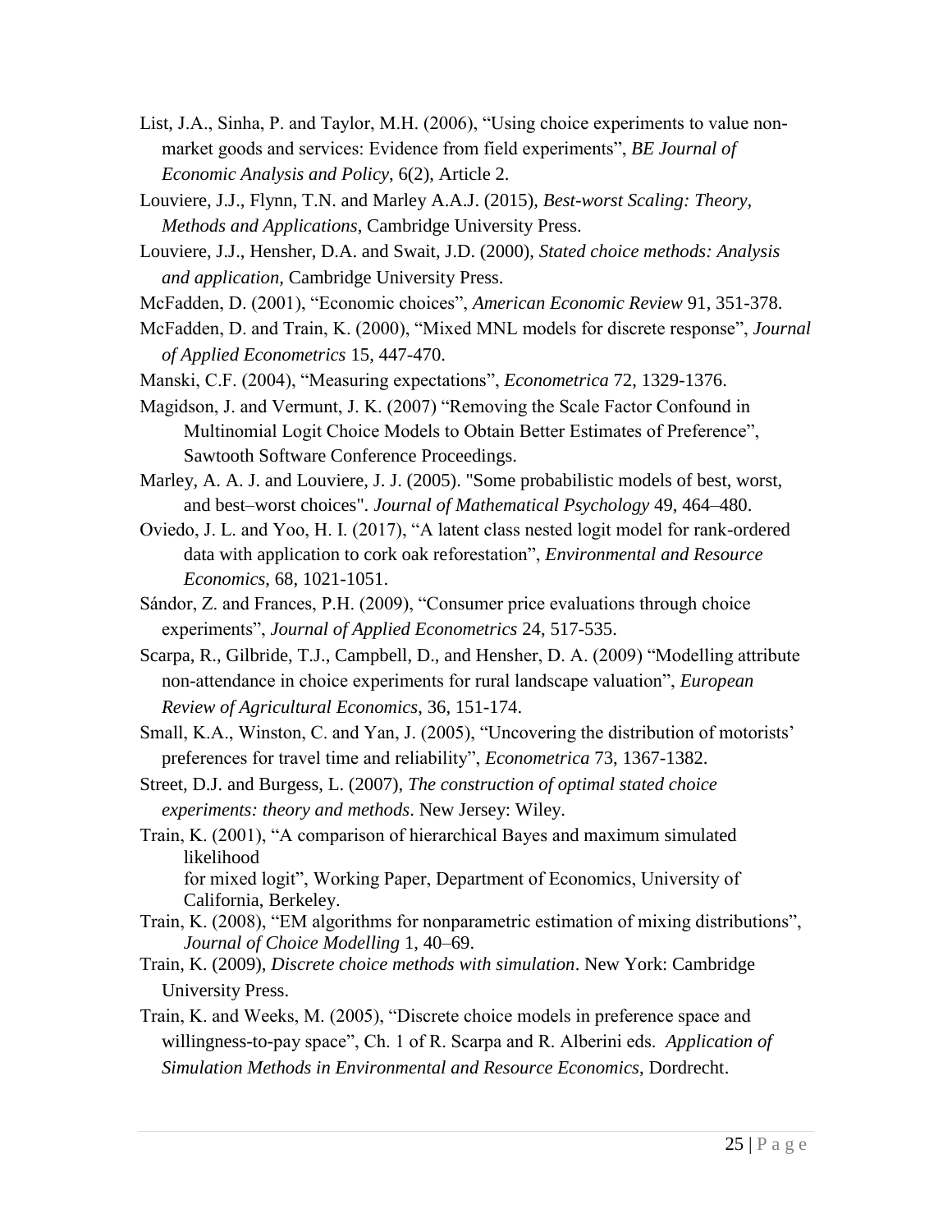List, J.A., Sinha, P. and Taylor, M.H. (2006), "Using choice experiments to value non-market goods and services: Evidence from field experiments", *BE Journal of Economic Analysis and Policy*, 6(2), Article 2.

Louviere, J.J., Flynn, T.N. and Marley A.A.J. (2015), *Best-worst Scaling: Theory, Methods and Applications*, Cambridge University Press.

Louviere, J.J., Hensher, D.A. and Swait, J.D. (2000), *Stated choice methods: Analysis and application*, Cambridge University Press.

McFadden, D. (2001), "Economic choices", *American Economic Review* 91, 351-378.

McFadden, D. and Train, K. (2000), "Mixed MNL models for discrete response", *Journal of Applied Econometrics* 15, 447-470.

Manski, C.F. (2004), "Measuring expectations", *Econometrica* 72, 1329-1376.

Magidson, J. and Vermunt, J. K. (2007) "Removing the Scale Factor Confound in Multinomial Logit Choice Models to Obtain Better Estimates of Preference", Sawtooth Software Conference Proceedings.

Marley, A. A. J. and Louviere, J. J. (2005). "Some probabilistic models of best, worst, and best–worst choices". *Journal of Mathematical Psychology* 49, 464–480.

Oviedo, J. L. and Yoo, H. I. (2017), "A latent class nested logit model for rank-ordered data with application to cork oak reforestation", *Environmental and Resource Economics*, 68, 1021-1051.

Sándor, Z. and Frances, P.H. (2009), "Consumer price evaluations through choice experiments", *Journal of Applied Econometrics* 24, 517-535.

Scarpa, R., Gilbride, T.J., Campbell, D., and Hensher, D. A. (2009) "Modelling attribute non-attendance in choice experiments for rural landscape valuation", *European Review of Agricultural Economics*, 36, 151-174.

Small, K.A., Winston, C. and Yan, J. (2005), "Uncovering the distribution of motorists' preferences for travel time and reliability", *Econometrica* 73, 1367-1382.

Street, D.J. and Burgess, L. (2007), *The construction of optimal stated choice experiments: theory and methods*. New Jersey: Wiley.

Train, K. (2001), "A comparison of hierarchical Bayes and maximum simulated likelihood for mixed logit", Working Paper, Department of Economics, University of California, Berkeley.

Train, K. (2008), "EM algorithms for nonparametric estimation of mixing distributions", *Journal of Choice Modelling* 1, 40–69.

Train, K. (2009), *Discrete choice methods with simulation*. New York: Cambridge University Press.

Train, K. and Weeks, M. (2005), "Discrete choice models in preference space and willingness-to-pay space", Ch. 1 of R. Scarpa and R. Alberini eds. *Application of Simulation Methods in Environmental and Resource Economics*, Dordrecht.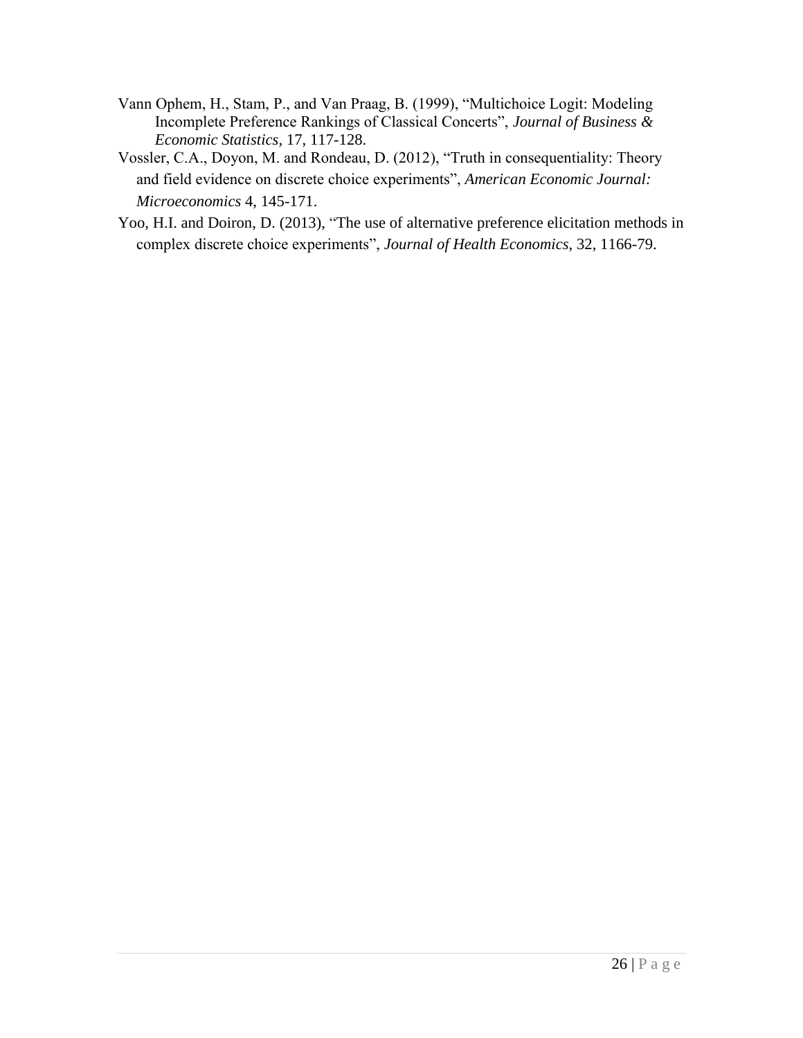Vann Ophem, H., Stam, P., and Van Praag, B. (1999), "Multichoice Logit: Modeling Incomplete Preference Rankings of Classical Concerts", *Journal of Business & Economic Statistics,* 17, 117-128.

Vossler, C.A., Doyon, M. and Rondeau, D. (2012), "Truth in consequentiality: Theory and field evidence on discrete choice experiments", *American Economic Journal: Microeconomics* 4, 145-171.

Yoo, H.I. and Doiron, D. (2013), "The use of alternative preference elicitation methods in complex discrete choice experiments", *Journal of Health Economics*, 32, 1166-79.